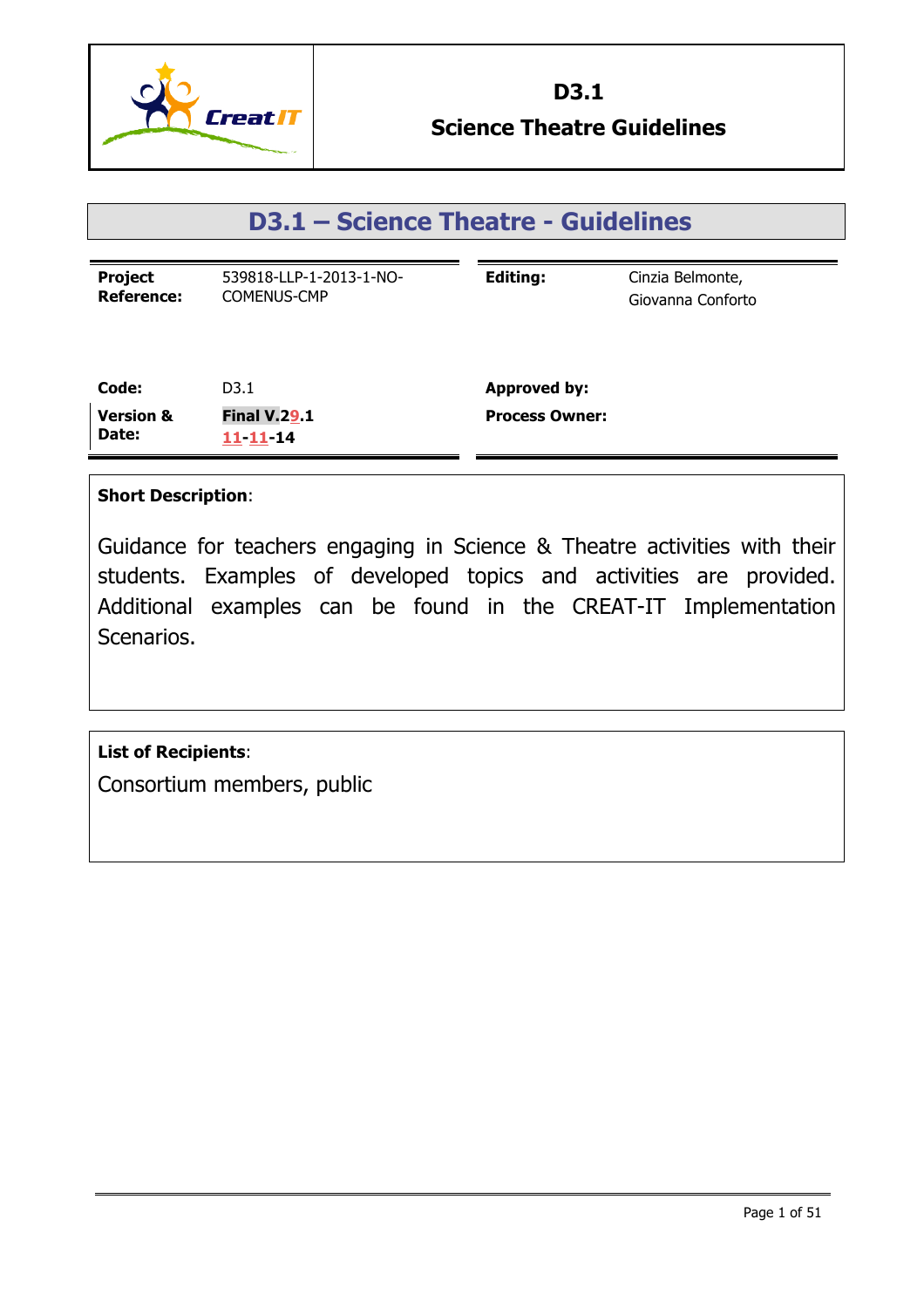# D3.1 Science Theatre Guidelines

## D3.1 – Science Theatre - Guidelines

| | | | |
|---|---|---|---|
| **Project Reference:** | 539818-LLP-1-2013-1-NO-COMENUS-CMP | **Editing:** | Cinzia Belmonte, Giovanna Conforto |
| **Code:** | D3.1 | **Approved by:** | |
| **Version & Date:** | **Final V.29.1** **11-11-14** | **Process Owner:** | |

**Short Description**:

Guidance for teachers engaging in Science & Theatre activities with their students. Examples of developed topics and activities are provided. Additional examples can be found in the CREAT-IT Implementation Scenarios.

**List of Recipients**:

Consortium members, public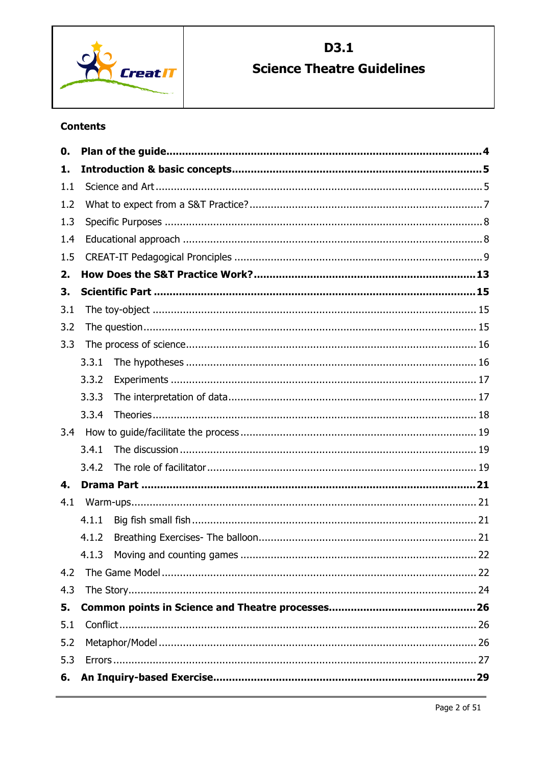# D3.1
# Science Theatre Guidelines

**Contents**

**0. Plan of the guide .......... 4**

**1. Introduction & basic concepts .......... 5**

1.1 Science and Art .......... 5

1.2 What to expect from a S&T Practice? .......... 7

1.3 Specific Purposes .......... 8

1.4 Educational approach .......... 8

1.5 CREAT-IT Pedagogical Principles .......... 9

**2. How Does the S&T Practice Work? .......... 13**

**3. Scientific Part .......... 15**

3.1 The toy-object .......... 15

3.2 The question .......... 15

3.3 The process of science .......... 16

- 3.3.1 The hypotheses .......... 16
- 3.3.2 Experiments .......... 17
- 3.3.3 The interpretation of data .......... 17
- 3.3.4 Theories .......... 18

3.4 How to guide/facilitate the process .......... 19

- 3.4.1 The discussion .......... 19
- 3.4.2 The role of facilitator .......... 19

**4. Drama Part .......... 21**

4.1 Warm-ups .......... 21

- 4.1.1 Big fish small fish .......... 21
- 4.1.2 Breathing Exercises- The balloon .......... 21
- 4.1.3 Moving and counting games .......... 22

4.2 The Game Model .......... 22

4.3 The Story .......... 24

**5. Common points in Science and Theatre processes .......... 26**

5.1 Conflict .......... 26

5.2 Metaphor/Model .......... 26

5.3 Errors .......... 27

**6. An Inquiry-based Exercise .......... 29**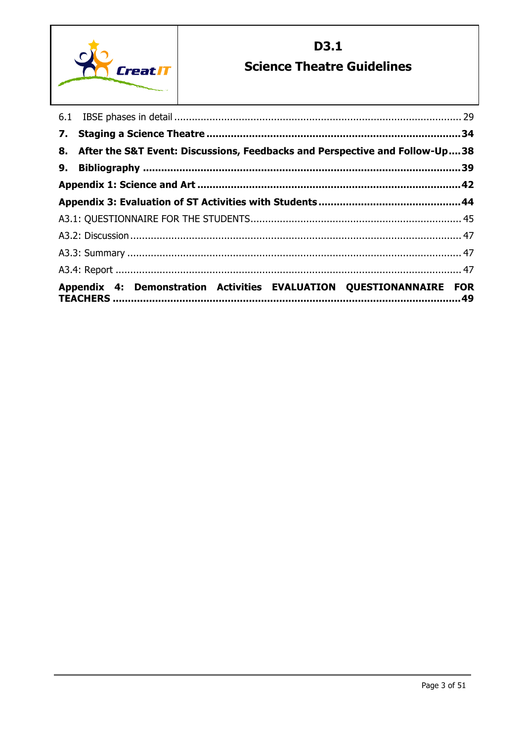6.1 IBSE phases in detail ................................................................................................ 29

**7. Staging a Science Theatre ................................................................................34**

**8. After the S&T Event: Discussions, Feedbacks and Perspective and Follow-Up....38**

**9. Bibliography .....................................................................................................39**

**Appendix 1: Science and Art ..................................................................................42**

**Appendix 3: Evaluation of ST Activities with Students ...........................................44**

A3.1: QUESTIONNAIRE FOR THE STUDENTS....................................................................... 45

A3.2: Discussion ............................................................................................................. 47

A3.3: Summary ............................................................................................................... 47

A3.4: Report ................................................................................................................... 47

**Appendix 4: Demonstration Activities EVALUATION QUESTIONANNAIRE FOR TEACHERS ................................................................................................................49**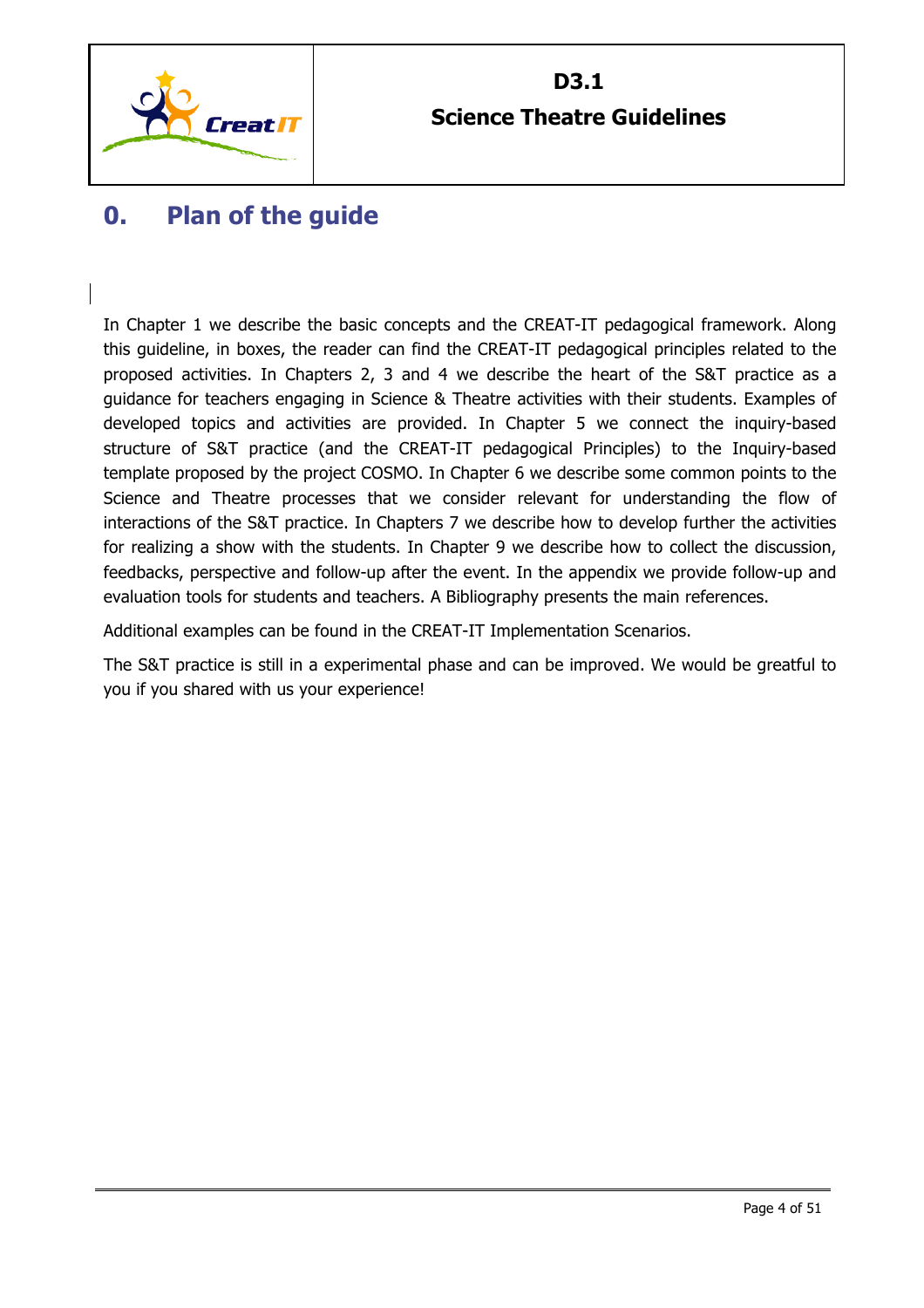# 0. Plan of the guide

In Chapter 1 we describe the basic concepts and the CREAT-IT pedagogical framework. Along this guideline, in boxes, the reader can find the CREAT-IT pedagogical principles related to the proposed activities. In Chapters 2, 3 and 4 we describe the heart of the S&T practice as a guidance for teachers engaging in Science & Theatre activities with their students. Examples of developed topics and activities are provided. In Chapter 5 we connect the inquiry-based structure of S&T practice (and the CREAT-IT pedagogical Principles) to the Inquiry-based template proposed by the project COSMO. In Chapter 6 we describe some common points to the Science and Theatre processes that we consider relevant for understanding the flow of interactions of the S&T practice. In Chapters 7 we describe how to develop further the activities for realizing a show with the students. In Chapter 9 we describe how to collect the discussion, feedbacks, perspective and follow-up after the event. In the appendix we provide follow-up and evaluation tools for students and teachers. A Bibliography presents the main references.

Additional examples can be found in the CREAT-IT Implementation Scenarios.

The S&T practice is still in a experimental phase and can be improved. We would be greatful to you if you shared with us your experience!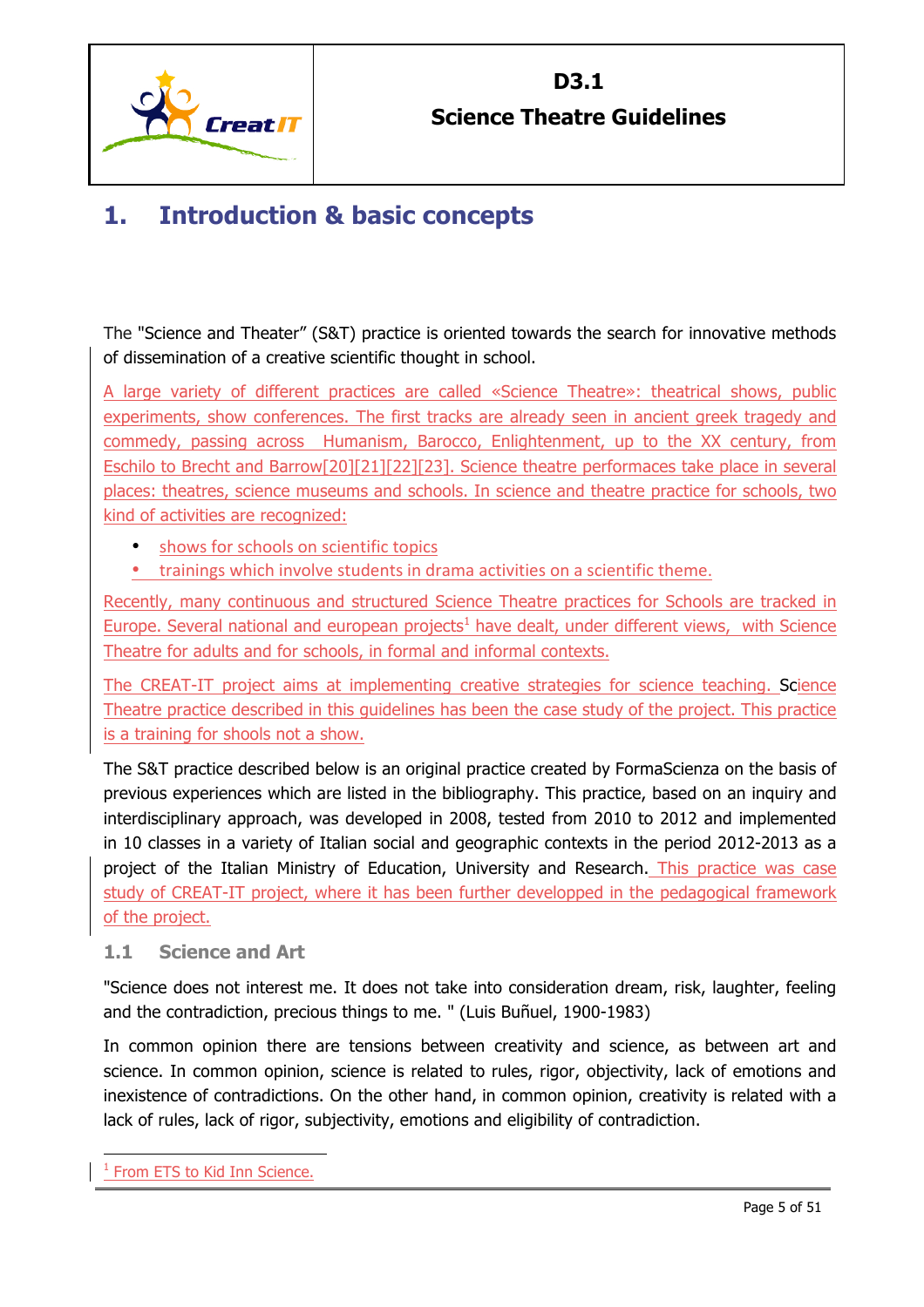# 1. Introduction & basic concepts

The "Science and Theater" (S&T) practice is oriented towards the search for innovative methods of dissemination of a creative scientific thought in school.

A large variety of different practices are called «Science Theatre»: theatrical shows, public experiments, show conferences. The first tracks are already seen in ancient greek tragedy and commedy, passing across Humanism, Barocco, Enlightenment, up to the XX century, from Eschilo to Brecht and Barrow[20][21][22][23]. Science theatre performaces take place in several places: theatres, science museums and schools. In science and theatre practice for schools, two kind of activities are recognized:

- shows for schools on scientific topics
- trainings which involve students in drama activities on a scientific theme.

Recently, many continuous and structured Science Theatre practices for Schools are tracked in Europe. Several national and european projects[1] have dealt, under different views, with Science Theatre for adults and for schools, in formal and informal contexts.

The CREAT-IT project aims at implementing creative strategies for science teaching. Science Theatre practice described in this guidelines has been the case study of the project. This practice is a training for shools not a show.

The S&T practice described below is an original practice created by FormaScienza on the basis of previous experiences which are listed in the bibliography. This practice, based on an inquiry and interdisciplinary approach, was developed in 2008, tested from 2010 to 2012 and implemented in 10 classes in a variety of Italian social and geographic contexts in the period 2012-2013 as a project of the Italian Ministry of Education, University and Research. This practice was case study of CREAT-IT project, where it has been further developped in the pedagogical framework of the project.

## 1.1 Science and Art

"Science does not interest me. It does not take into consideration dream, risk, laughter, feeling and the contradiction, precious things to me. " (Luis Buñuel, 1900-1983)

In common opinion there are tensions between creativity and science, as between art and science. In common opinion, science is related to rules, rigor, objectivity, lack of emotions and inexistence of contradictions. On the other hand, in common opinion, creativity is related with a lack of rules, lack of rigor, subjectivity, emotions and eligibility of contradiction.

[1] From ETS to Kid Inn Science.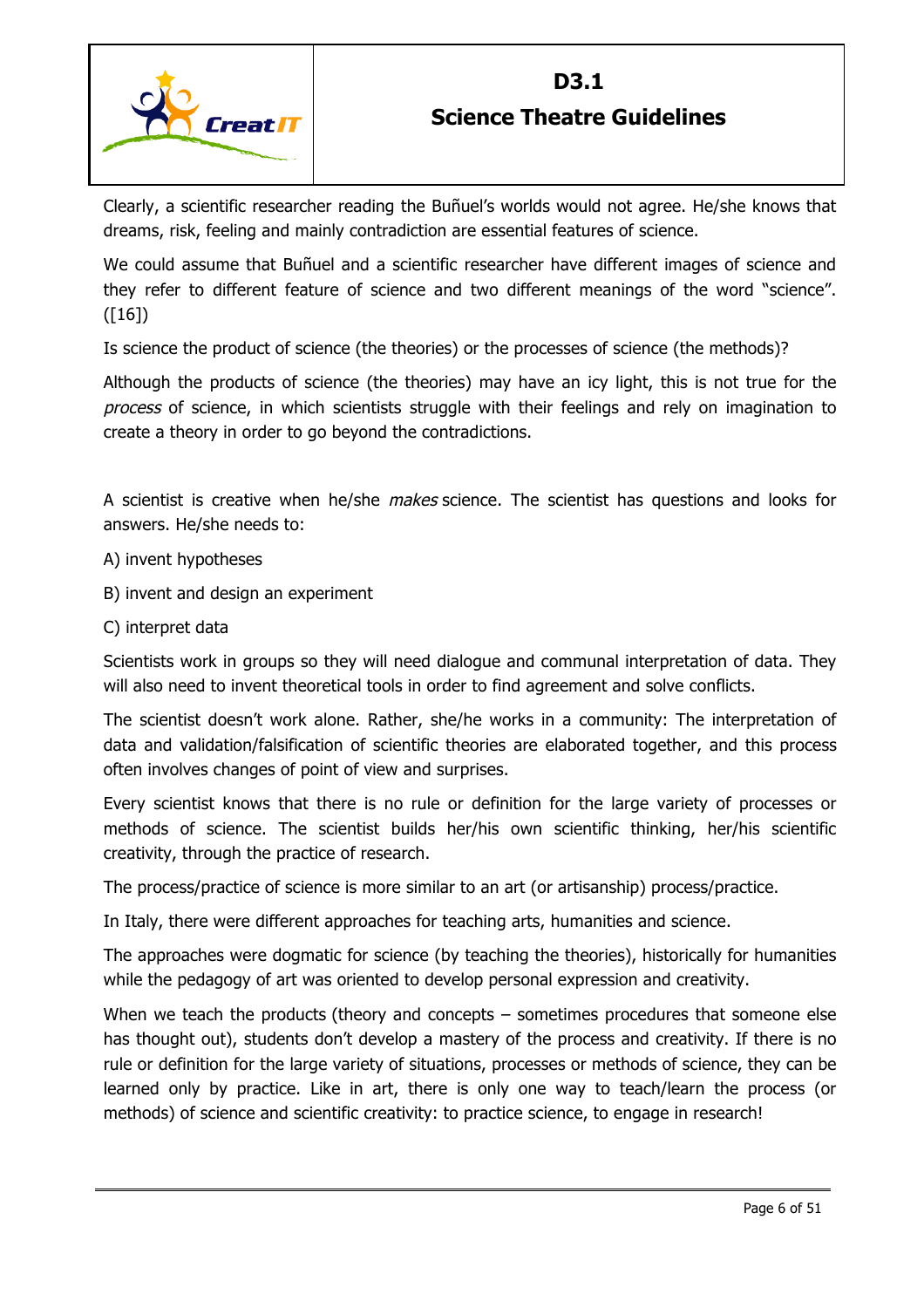Clearly, a scientific researcher reading the Buñuel's worlds would not agree. He/she knows that dreams, risk, feeling and mainly contradiction are essential features of science.

We could assume that Buñuel and a scientific researcher have different images of science and they refer to different feature of science and two different meanings of the word "science". ([16])

Is science the product of science (the theories) or the processes of science (the methods)?

Although the products of science (the theories) may have an icy light, this is not true for the *process* of science, in which scientists struggle with their feelings and rely on imagination to create a theory in order to go beyond the contradictions.

A scientist is creative when he/she *makes* science. The scientist has questions and looks for answers. He/she needs to:

A) invent hypotheses

B) invent and design an experiment

C) interpret data

Scientists work in groups so they will need dialogue and communal interpretation of data. They will also need to invent theoretical tools in order to find agreement and solve conflicts.

The scientist doesn't work alone. Rather, she/he works in a community: The interpretation of data and validation/falsification of scientific theories are elaborated together, and this process often involves changes of point of view and surprises.

Every scientist knows that there is no rule or definition for the large variety of processes or methods of science. The scientist builds her/his own scientific thinking, her/his scientific creativity, through the practice of research.

The process/practice of science is more similar to an art (or artisanship) process/practice.

In Italy, there were different approaches for teaching arts, humanities and science.

The approaches were dogmatic for science (by teaching the theories), historically for humanities while the pedagogy of art was oriented to develop personal expression and creativity.

When we teach the products (theory and concepts – sometimes procedures that someone else has thought out), students don't develop a mastery of the process and creativity. If there is no rule or definition for the large variety of situations, processes or methods of science, they can be learned only by practice. Like in art, there is only one way to teach/learn the process (or methods) of science and scientific creativity: to practice science, to engage in research!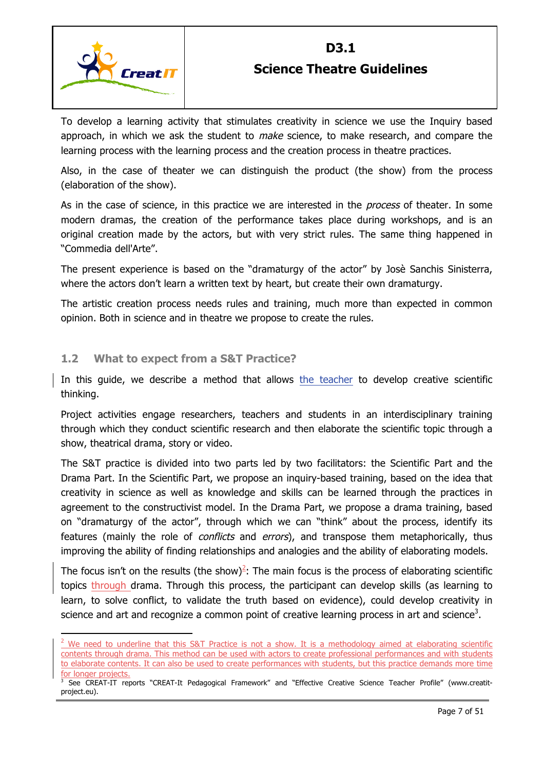To develop a learning activity that stimulates creativity in science we use the Inquiry based approach, in which we ask the student to *make* science, to make research, and compare the learning process with the learning process and the creation process in theatre practices.

Also, in the case of theater we can distinguish the product (the show) from the process (elaboration of the show).

As in the case of science, in this practice we are interested in the *process* of theater. In some modern dramas, the creation of the performance takes place during workshops, and is an original creation made by the actors, but with very strict rules. The same thing happened in "Commedia dell'Arte".

The present experience is based on the "dramaturgy of the actor" by Josè Sanchis Sinisterra, where the actors don't learn a written text by heart, but create their own dramaturgy.

The artistic creation process needs rules and training, much more than expected in common opinion. Both in science and in theatre we propose to create the rules.

## 1.2 What to expect from a S&T Practice?

In this guide, we describe a method that allows the teacher to develop creative scientific thinking.

Project activities engage researchers, teachers and students in an interdisciplinary training through which they conduct scientific research and then elaborate the scientific topic through a show, theatrical drama, story or video.

The S&T practice is divided into two parts led by two facilitators: the Scientific Part and the Drama Part. In the Scientific Part, we propose an inquiry-based training, based on the idea that creativity in science as well as knowledge and skills can be learned through the practices in agreement to the constructivist model. In the Drama Part, we propose a drama training, based on "dramaturgy of the actor", through which we can "think" about the process, identify its features (mainly the role of *conflicts* and *errors*), and transpose them metaphorically, thus improving the ability of finding relationships and analogies and the ability of elaborating models.

The focus isn't on the results (the show)[2]: The main focus is the process of elaborating scientific topics through drama. Through this process, the participant can develop skills (as learning to learn, to solve conflict, to validate the truth based on evidence), could develop creativity in science and art and recognize a common point of creative learning process in art and science[3].

---

[2] We need to underline that this S&T Practice is not a show. It is a methodology aimed at elaborating scientific contents through drama. This method can be used with actors to create professional performances and with students to elaborate contents. It can also be used to create performances with students, but this practice demands more time for longer projects.

[3] See CREAT-IT reports "CREAT-It Pedagogical Framework" and "Effective Creative Science Teacher Profile" (www.creatit-project.eu).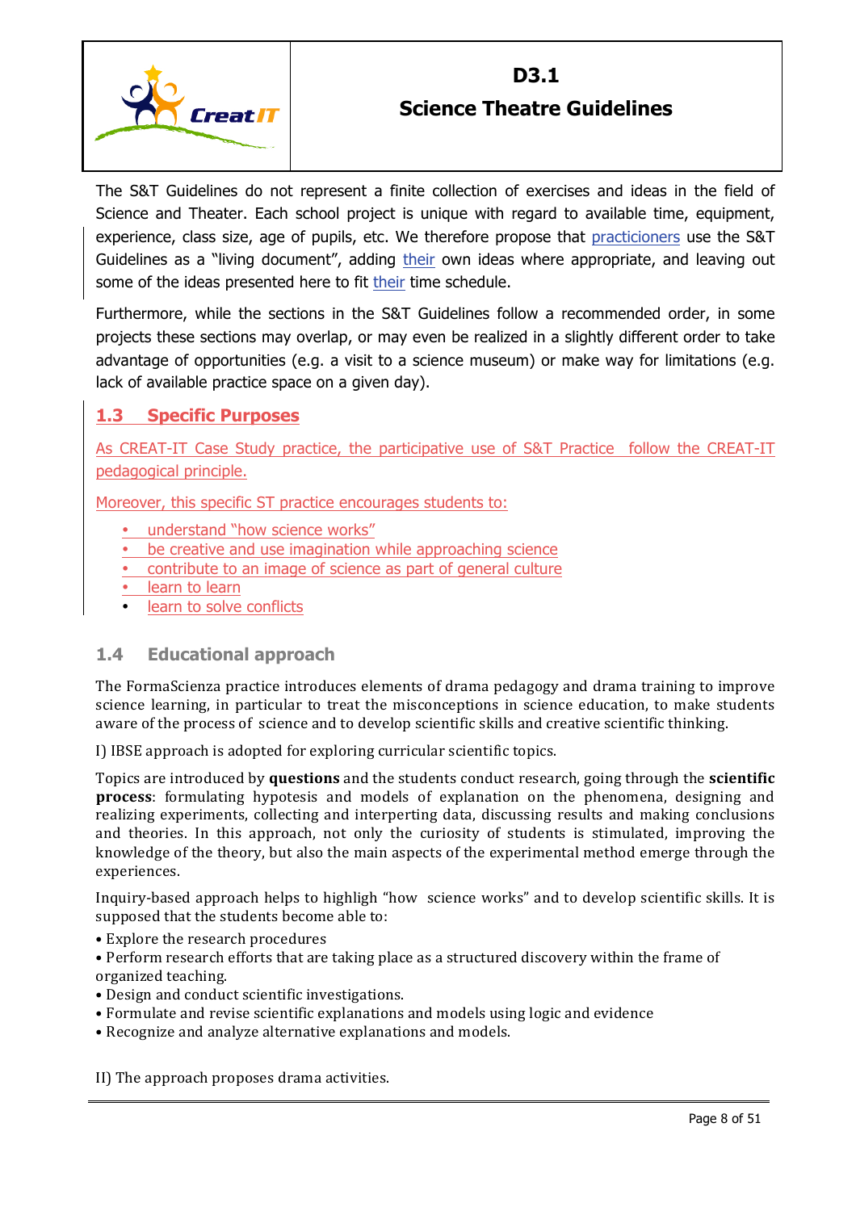The S&T Guidelines do not represent a finite collection of exercises and ideas in the field of Science and Theater. Each school project is unique with regard to available time, equipment, experience, class size, age of pupils, etc. We therefore propose that practicioners use the S&T Guidelines as a "living document", adding their own ideas where appropriate, and leaving out some of the ideas presented here to fit their time schedule.

Furthermore, while the sections in the S&T Guidelines follow a recommended order, in some projects these sections may overlap, or may even be realized in a slightly different order to take advantage of opportunities (e.g. a visit to a science museum) or make way for limitations (e.g. lack of available practice space on a given day).

## 1.3 Specific Purposes

As CREAT-IT Case Study practice, the participative use of S&T Practice follow the CREAT-IT pedagogical principle.

Moreover, this specific ST practice encourages students to:

- understand "how science works"
- be creative and use imagination while approaching science
- contribute to an image of science as part of general culture
- learn to learn
- learn to solve conflicts

## 1.4 Educational approach

The FormaScienza practice introduces elements of drama pedagogy and drama training to improve science learning, in particular to treat the misconceptions in science education, to make students aware of the process of science and to develop scientific skills and creative scientific thinking.

I) IBSE approach is adopted for exploring curricular scientific topics.

Topics are introduced by **questions** and the students conduct research, going through the **scientific process**: formulating hypotesis and models of explanation on the phenomena, designing and realizing experiments, collecting and interperting data, discussing results and making conclusions and theories. In this approach, not only the curiosity of students is stimulated, improving the knowledge of the theory, but also the main aspects of the experimental method emerge through the experiences.

Inquiry-based approach helps to highligh "how science works" and to develop scientific skills. It is supposed that the students become able to:

- Explore the research procedures
- Perform research efforts that are taking place as a structured discovery within the frame of organized teaching.
- Design and conduct scientific investigations.
- Formulate and revise scientific explanations and models using logic and evidence
- Recognize and analyze alternative explanations and models.

II) The approach proposes drama activities.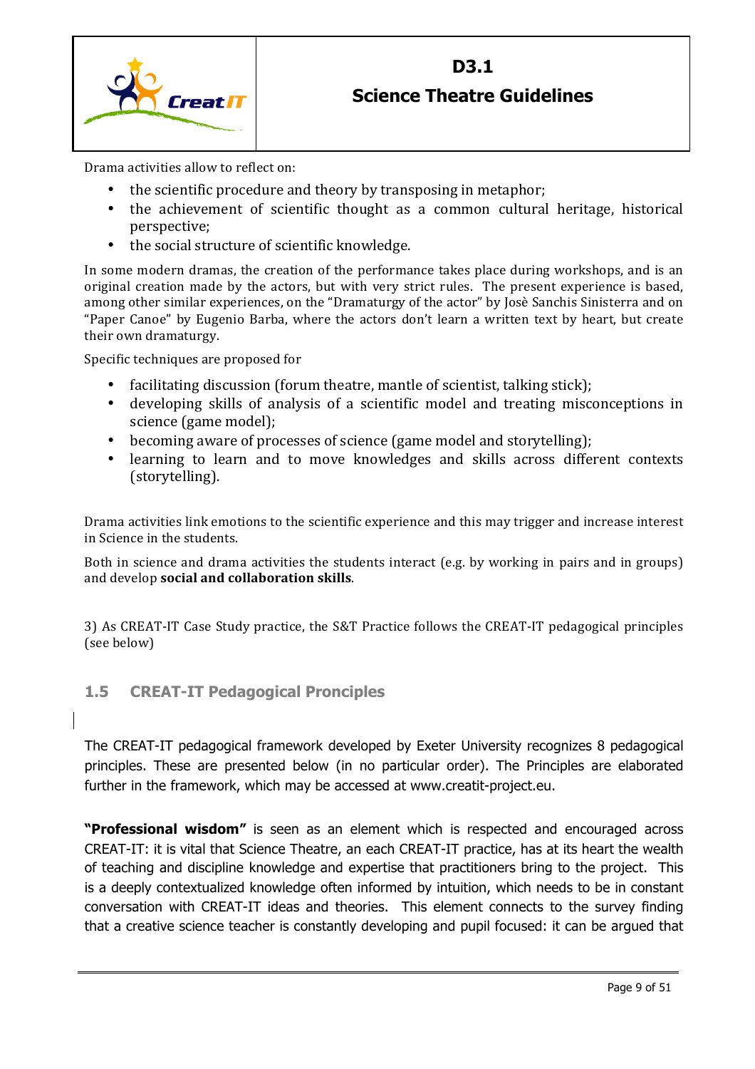Drama activities allow to reflect on:

- the scientific procedure and theory by transposing in metaphor;
- the achievement of scientific thought as a common cultural heritage, historical perspective;
- the social structure of scientific knowledge.

In some modern dramas, the creation of the performance takes place during workshops, and is an original creation made by the actors, but with very strict rules. The present experience is based, among other similar experiences, on the "Dramaturgy of the actor" by Josè Sanchis Sinisterra and on "Paper Canoe" by Eugenio Barba, where the actors don't learn a written text by heart, but create their own dramaturgy.

Specific techniques are proposed for

- facilitating discussion (forum theatre, mantle of scientist, talking stick);
- developing skills of analysis of a scientific model and treating misconceptions in science (game model);
- becoming aware of processes of science (game model and storytelling);
- learning to learn and to move knowledges and skills across different contexts (storytelling).

Drama activities link emotions to the scientific experience and this may trigger and increase interest in Science in the students.

Both in science and drama activities the students interact (e.g. by working in pairs and in groups) and develop **social and collaboration skills**.

3) As CREAT-IT Case Study practice, the S&T Practice follows the CREAT-IT pedagogical principles (see below)

## 1.5 CREAT-IT Pedagogical Pronciples

The CREAT-IT pedagogical framework developed by Exeter University recognizes 8 pedagogical principles. These are presented below (in no particular order). The Principles are elaborated further in the framework, which may be accessed at www.creatit-project.eu.

**"Professional wisdom"** is seen as an element which is respected and encouraged across CREAT-IT: it is vital that Science Theatre, an each CREAT-IT practice, has at its heart the wealth of teaching and discipline knowledge and expertise that practitioners bring to the project. This is a deeply contextualized knowledge often informed by intuition, which needs to be in constant conversation with CREAT-IT ideas and theories. This element connects to the survey finding that a creative science teacher is constantly developing and pupil focused: it can be argued that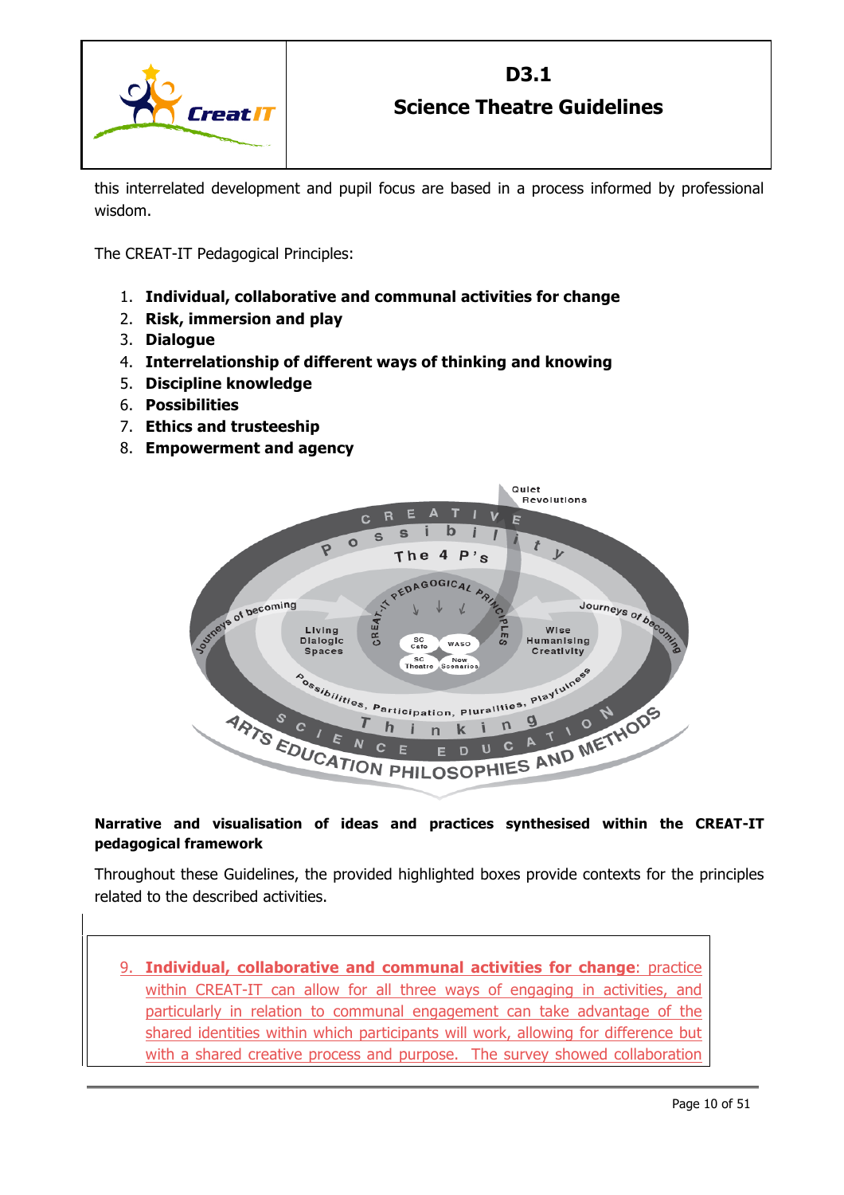this interrelated development and pupil focus are based in a process informed by professional wisdom.

The CREAT-IT Pedagogical Principles:

1. **Individual, collaborative and communal activities for change**
2. **Risk, immersion and play**
3. **Dialogue**
4. **Interrelationship of different ways of thinking and knowing**
5. **Discipline knowledge**
6. **Possibilities**
7. **Ethics and trusteeship**
8. **Empowerment and agency**

**Narrative and visualisation of ideas and practices synthesised within the CREAT-IT pedagogical framework**

Throughout these Guidelines, the provided highlighted boxes provide contexts for the principles related to the described activities.

9. **Individual, collaborative and communal activities for change**: practice within CREAT-IT can allow for all three ways of engaging in activities, and particularly in relation to communal engagement can take advantage of the shared identities within which participants will work, allowing for difference but with a shared creative process and purpose. The survey showed collaboration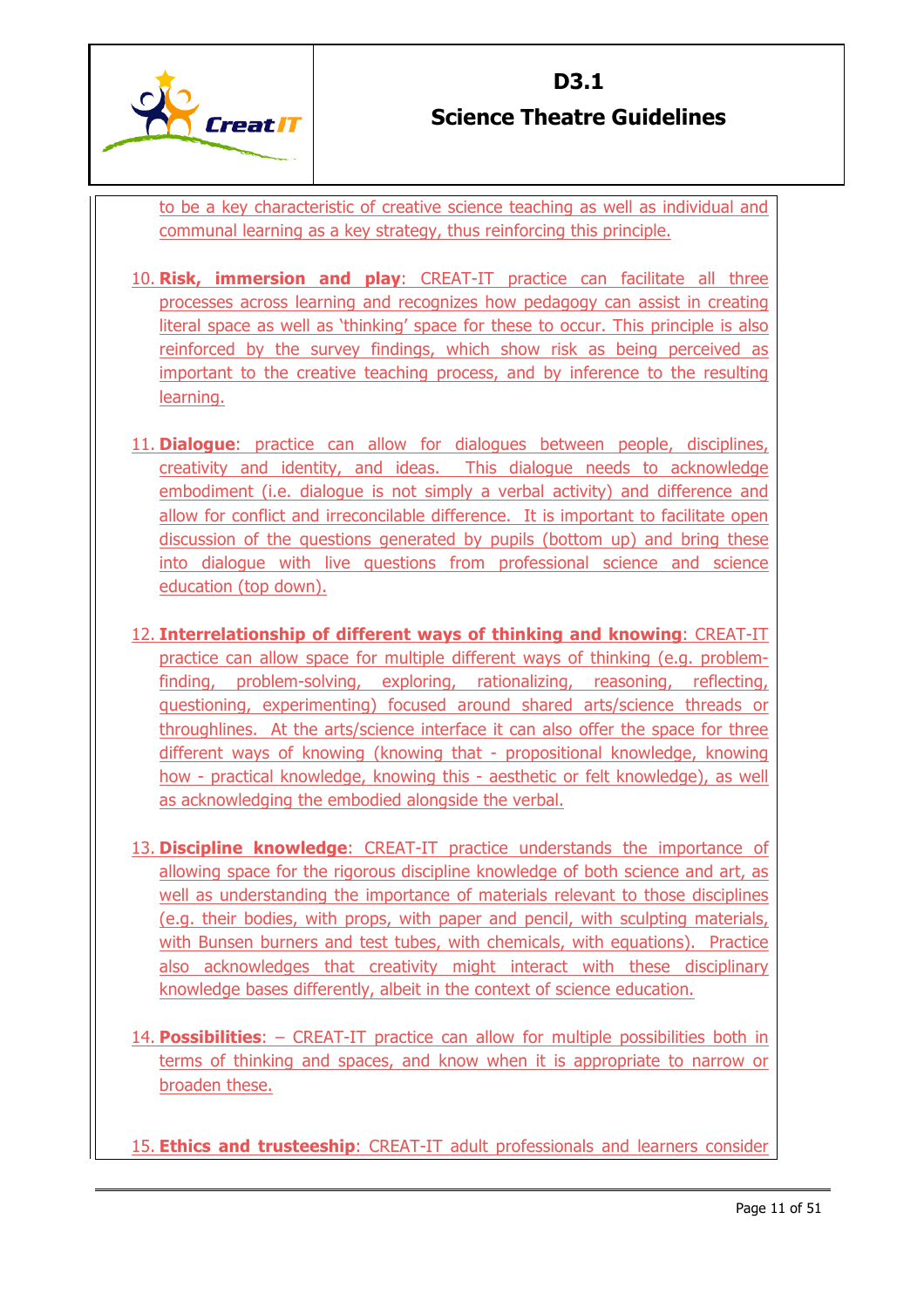to be a key characteristic of creative science teaching as well as individual and communal learning as a key strategy, thus reinforcing this principle.

10. **Risk, immersion and play**: CREAT-IT practice can facilitate all three processes across learning and recognizes how pedagogy can assist in creating literal space as well as 'thinking' space for these to occur. This principle is also reinforced by the survey findings, which show risk as being perceived as important to the creative teaching process, and by inference to the resulting learning.

11. **Dialogue**: practice can allow for dialogues between people, disciplines, creativity and identity, and ideas. This dialogue needs to acknowledge embodiment (i.e. dialogue is not simply a verbal activity) and difference and allow for conflict and irreconcilable difference. It is important to facilitate open discussion of the questions generated by pupils (bottom up) and bring these into dialogue with live questions from professional science and science education (top down).

12. **Interrelationship of different ways of thinking and knowing**: CREAT-IT practice can allow space for multiple different ways of thinking (e.g. problem-finding, problem-solving, exploring, rationalizing, reasoning, reflecting, questioning, experimenting) focused around shared arts/science threads or throughlines. At the arts/science interface it can also offer the space for three different ways of knowing (knowing that - propositional knowledge, knowing how - practical knowledge, knowing this - aesthetic or felt knowledge), as well as acknowledging the embodied alongside the verbal.

13. **Discipline knowledge**: CREAT-IT practice understands the importance of allowing space for the rigorous discipline knowledge of both science and art, as well as understanding the importance of materials relevant to those disciplines (e.g. their bodies, with props, with paper and pencil, with sculpting materials, with Bunsen burners and test tubes, with chemicals, with equations). Practice also acknowledges that creativity might interact with these disciplinary knowledge bases differently, albeit in the context of science education.

14. **Possibilities**: – CREAT-IT practice can allow for multiple possibilities both in terms of thinking and spaces, and know when it is appropriate to narrow or broaden these.

15. **Ethics and trusteeship**: CREAT-IT adult professionals and learners consider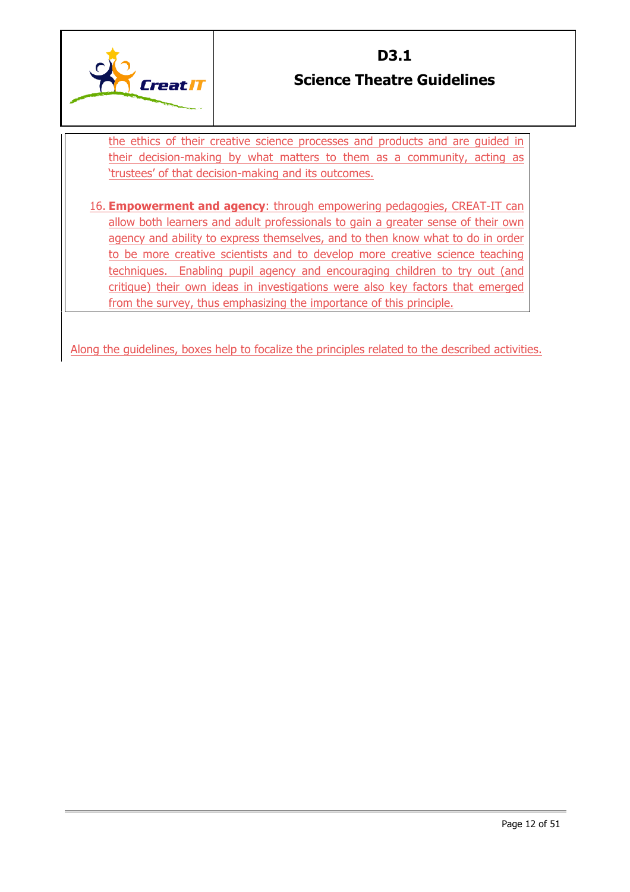the ethics of their creative science processes and products and are guided in their decision-making by what matters to them as a community, acting as 'trustees' of that decision-making and its outcomes.

16. **Empowerment and agency**: through empowering pedagogies, CREAT-IT can allow both learners and adult professionals to gain a greater sense of their own agency and ability to express themselves, and to then know what to do in order to be more creative scientists and to develop more creative science teaching techniques. Enabling pupil agency and encouraging children to try out (and critique) their own ideas in investigations were also key factors that emerged from the survey, thus emphasizing the importance of this principle.

Along the guidelines, boxes help to focalize the principles related to the described activities.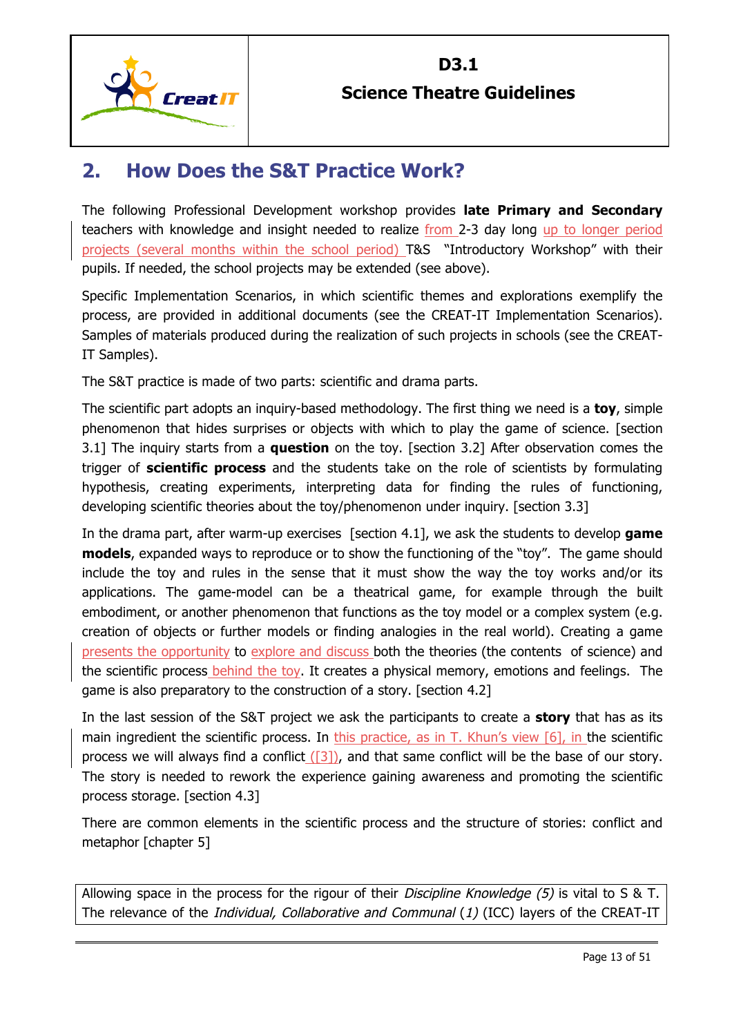## 2. How Does the S&T Practice Work?

The following Professional Development workshop provides **late Primary and Secondary** teachers with knowledge and insight needed to realize from 2-3 day long up to longer period projects (several months within the school period) T&S "Introductory Workshop" with their pupils. If needed, the school projects may be extended (see above).

Specific Implementation Scenarios, in which scientific themes and explorations exemplify the process, are provided in additional documents (see the CREAT-IT Implementation Scenarios). Samples of materials produced during the realization of such projects in schools (see the CREAT-IT Samples).

The S&T practice is made of two parts: scientific and drama parts.

The scientific part adopts an inquiry-based methodology. The first thing we need is a **toy**, simple phenomenon that hides surprises or objects with which to play the game of science. [section 3.1] The inquiry starts from a **question** on the toy. [section 3.2] After observation comes the trigger of **scientific process** and the students take on the role of scientists by formulating hypothesis, creating experiments, interpreting data for finding the rules of functioning, developing scientific theories about the toy/phenomenon under inquiry. [section 3.3]

In the drama part, after warm-up exercises [section 4.1], we ask the students to develop **game models**, expanded ways to reproduce or to show the functioning of the "toy". The game should include the toy and rules in the sense that it must show the way the toy works and/or its applications. The game-model can be a theatrical game, for example through the built embodiment, or another phenomenon that functions as the toy model or a complex system (e.g. creation of objects or further models or finding analogies in the real world). Creating a game presents the opportunity to explore and discuss both the theories (the contents of science) and the scientific process behind the toy. It creates a physical memory, emotions and feelings. The game is also preparatory to the construction of a story. [section 4.2]

In the last session of the S&T project we ask the participants to create a **story** that has as its main ingredient the scientific process. In this practice, as in T. Khun's view [6], in the scientific process we will always find a conflict ([3]), and that same conflict will be the base of our story. The story is needed to rework the experience gaining awareness and promoting the scientific process storage. [section 4.3]

There are common elements in the scientific process and the structure of stories: conflict and metaphor [chapter 5]

Allowing space in the process for the rigour of their *Discipline Knowledge (5)* is vital to S & T. The relevance of the *Individual, Collaborative and Communal* (*1*) (ICC) layers of the CREAT-IT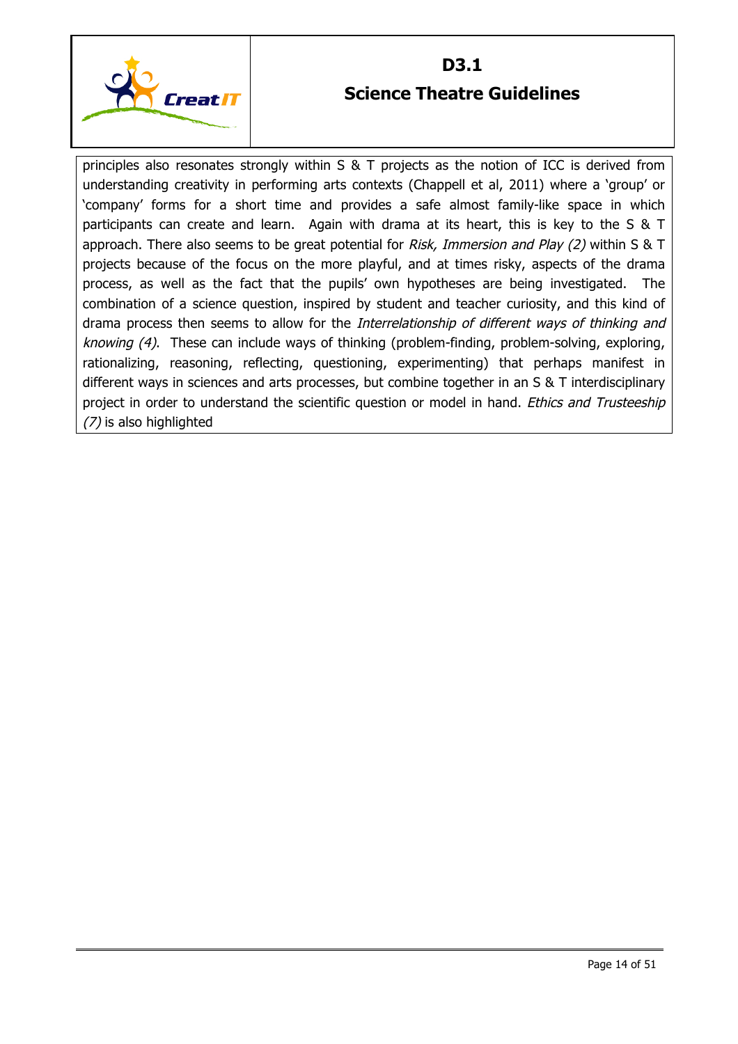principles also resonates strongly within S & T projects as the notion of ICC is derived from understanding creativity in performing arts contexts (Chappell et al, 2011) where a 'group' or 'company' forms for a short time and provides a safe almost family-like space in which participants can create and learn. Again with drama at its heart, this is key to the S & T approach. There also seems to be great potential for *Risk, Immersion and Play (2)* within S & T projects because of the focus on the more playful, and at times risky, aspects of the drama process, as well as the fact that the pupils' own hypotheses are being investigated. The combination of a science question, inspired by student and teacher curiosity, and this kind of drama process then seems to allow for the *Interrelationship of different ways of thinking and knowing (4)*. These can include ways of thinking (problem-finding, problem-solving, exploring, rationalizing, reasoning, reflecting, questioning, experimenting) that perhaps manifest in different ways in sciences and arts processes, but combine together in an S & T interdisciplinary project in order to understand the scientific question or model in hand. *Ethics and Trusteeship (7)* is also highlighted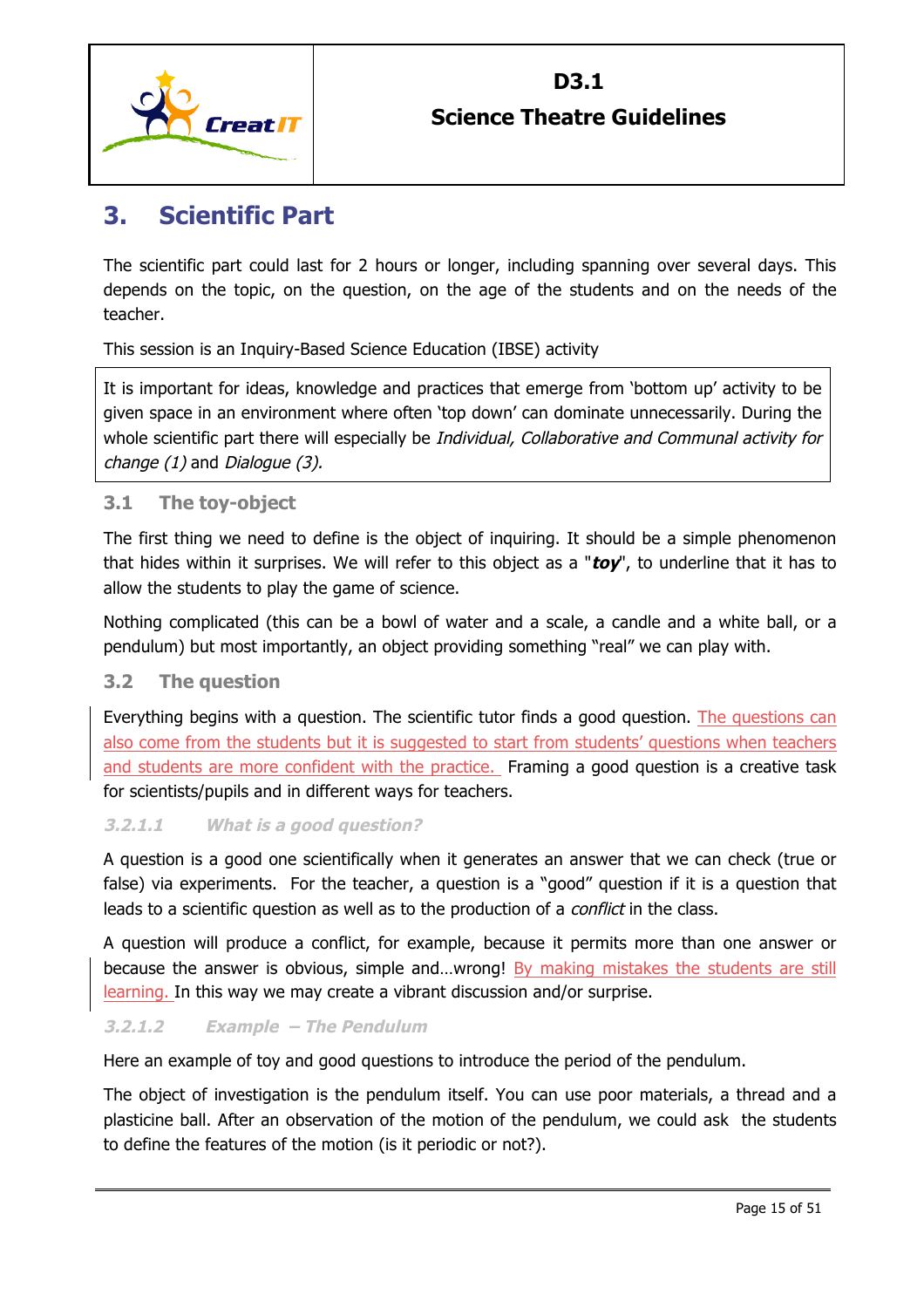# 3. Scientific Part

The scientific part could last for 2 hours or longer, including spanning over several days. This depends on the topic, on the question, on the age of the students and on the needs of the teacher.

This session is an Inquiry-Based Science Education (IBSE) activity

> It is important for ideas, knowledge and practices that emerge from 'bottom up' activity to be given space in an environment where often 'top down' can dominate unnecessarily. During the whole scientific part there will especially be *Individual, Collaborative and Communal activity for change (1)* and *Dialogue (3).*

## 3.1 The toy-object

The first thing we need to define is the object of inquiring. It should be a simple phenomenon that hides within it surprises. We will refer to this object as a "***toy***", to underline that it has to allow the students to play the game of science.

Nothing complicated (this can be a bowl of water and a scale, a candle and a white ball, or a pendulum) but most importantly, an object providing something "real" we can play with.

## 3.2 The question

Everything begins with a question. The scientific tutor finds a good question. The questions can also come from the students but it is suggested to start from students' questions when teachers and students are more confident with the practice. Framing a good question is a creative task for scientists/pupils and in different ways for teachers.

#### *3.2.1.1 What is a good question?*

A question is a good one scientifically when it generates an answer that we can check (true or false) via experiments. For the teacher, a question is a "good" question if it is a question that leads to a scientific question as well as to the production of a *conflict* in the class.

A question will produce a conflict, for example, because it permits more than one answer or because the answer is obvious, simple and…wrong! By making mistakes the students are still learning. In this way we may create a vibrant discussion and/or surprise.

#### *3.2.1.2 Example – The Pendulum*

Here an example of toy and good questions to introduce the period of the pendulum.

The object of investigation is the pendulum itself. You can use poor materials, a thread and a plasticine ball. After an observation of the motion of the pendulum, we could ask the students to define the features of the motion (is it periodic or not?).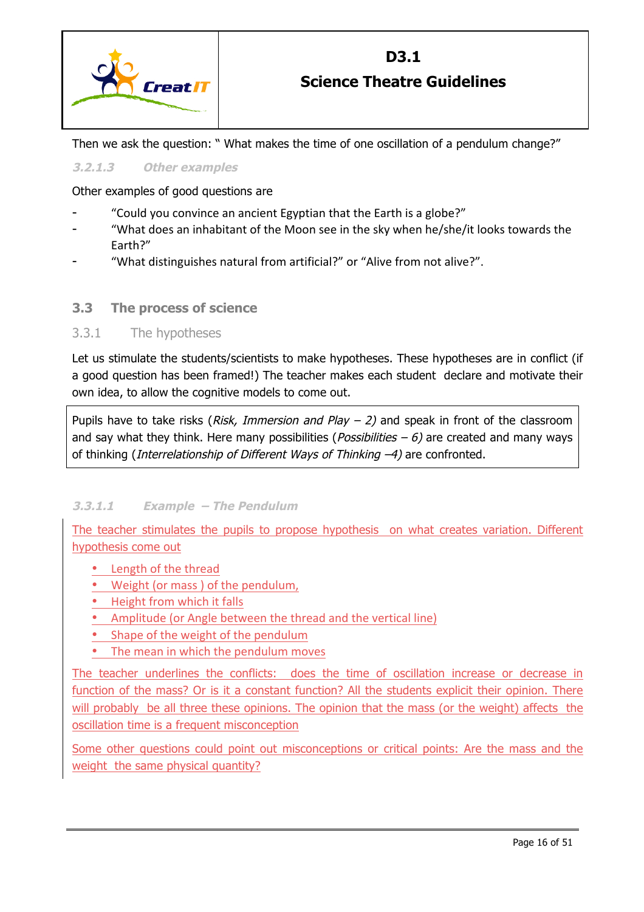Then we ask the question: " What makes the time of one oscillation of a pendulum change?"

#### 3.2.1.3 Other examples

Other examples of good questions are

- "Could you convince an ancient Egyptian that the Earth is a globe?"
- "What does an inhabitant of the Moon see in the sky when he/she/it looks towards the Earth?"
- "What distinguishes natural from artificial?" or "Alive from not alive?".

## 3.3 The process of science

### 3.3.1 The hypotheses

Let us stimulate the students/scientists to make hypotheses. These hypotheses are in conflict (if a good question has been framed!) The teacher makes each student declare and motivate their own idea, to allow the cognitive models to come out.

> Pupils have to take risks (*Risk, Immersion and Play – 2)* and speak in front of the classroom and say what they think. Here many possibilities (*Possibilities – 6)* are created and many ways of thinking (*Interrelationship of Different Ways of Thinking –4)* are confronted.

#### 3.3.1.1 Example – The Pendulum

The teacher stimulates the pupils to propose hypothesis on what creates variation. Different hypothesis come out

- Length of the thread
- Weight (or mass ) of the pendulum,
- Height from which it falls
- Amplitude (or Angle between the thread and the vertical line)
- Shape of the weight of the pendulum
- The mean in which the pendulum moves

The teacher underlines the conflicts: does the time of oscillation increase or decrease in function of the mass? Or is it a constant function? All the students explicit their opinion. There will probably be all three these opinions. The opinion that the mass (or the weight) affects the oscillation time is a frequent misconception

Some other questions could point out misconceptions or critical points: Are the mass and the weight the same physical quantity?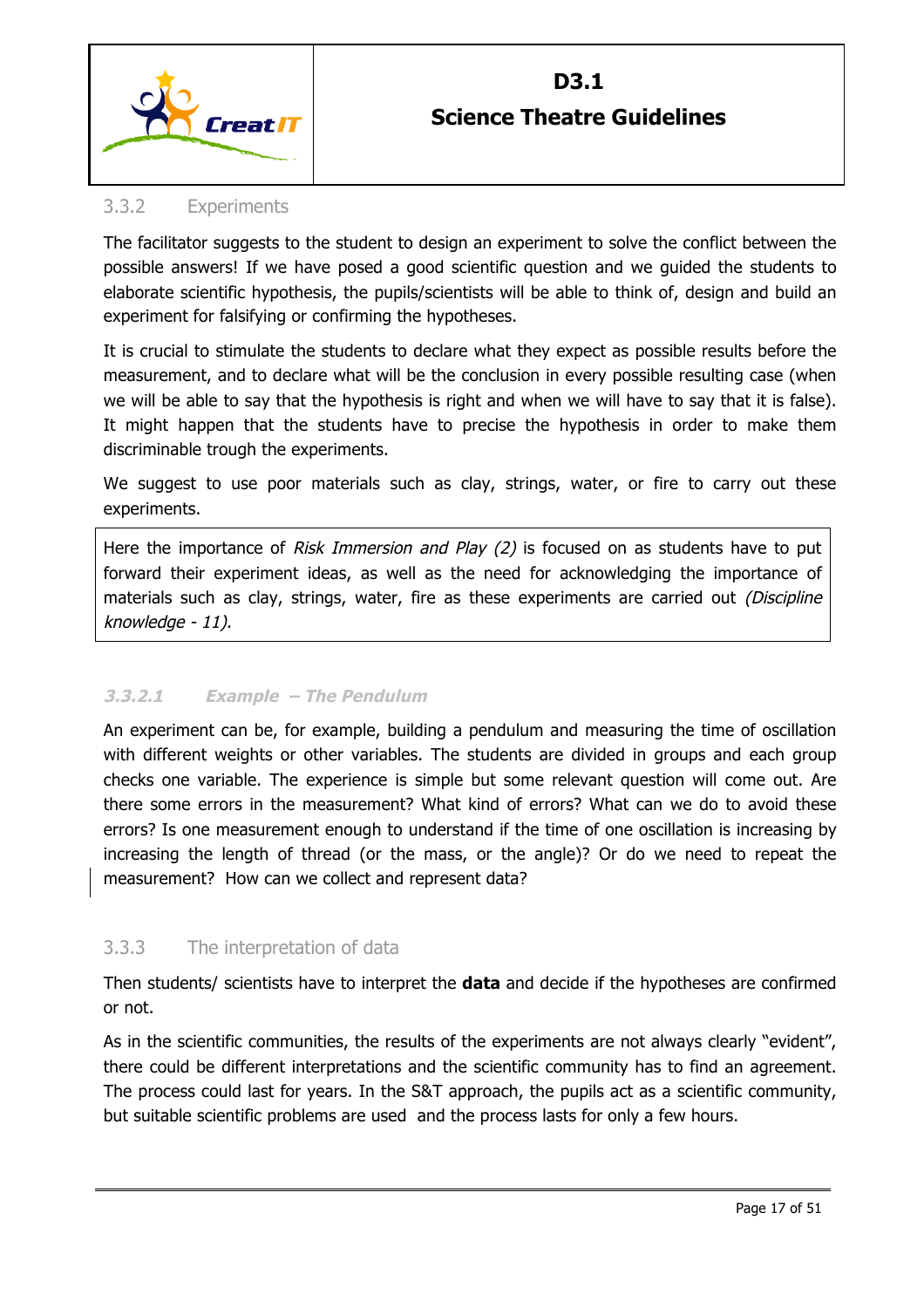### 3.3.2 Experiments

The facilitator suggests to the student to design an experiment to solve the conflict between the possible answers! If we have posed a good scientific question and we guided the students to elaborate scientific hypothesis, the pupils/scientists will be able to think of, design and build an experiment for falsifying or confirming the hypotheses.

It is crucial to stimulate the students to declare what they expect as possible results before the measurement, and to declare what will be the conclusion in every possible resulting case (when we will be able to say that the hypothesis is right and when we will have to say that it is false). It might happen that the students have to precise the hypothesis in order to make them discriminable trough the experiments.

We suggest to use poor materials such as clay, strings, water, or fire to carry out these experiments.

> Here the importance of *Risk Immersion and Play (2)* is focused on as students have to put forward their experiment ideas, as well as the need for acknowledging the importance of materials such as clay, strings, water, fire as these experiments are carried out *(Discipline knowledge - 11).*

#### *3.3.2.1 Example – The Pendulum*

An experiment can be, for example, building a pendulum and measuring the time of oscillation with different weights or other variables. The students are divided in groups and each group checks one variable. The experience is simple but some relevant question will come out. Are there some errors in the measurement? What kind of errors? What can we do to avoid these errors? Is one measurement enough to understand if the time of one oscillation is increasing by increasing the length of thread (or the mass, or the angle)? Or do we need to repeat the measurement? How can we collect and represent data?

### 3.3.3 The interpretation of data

Then students/ scientists have to interpret the **data** and decide if the hypotheses are confirmed or not.

As in the scientific communities, the results of the experiments are not always clearly "evident", there could be different interpretations and the scientific community has to find an agreement. The process could last for years. In the S&T approach, the pupils act as a scientific community, but suitable scientific problems are used and the process lasts for only a few hours.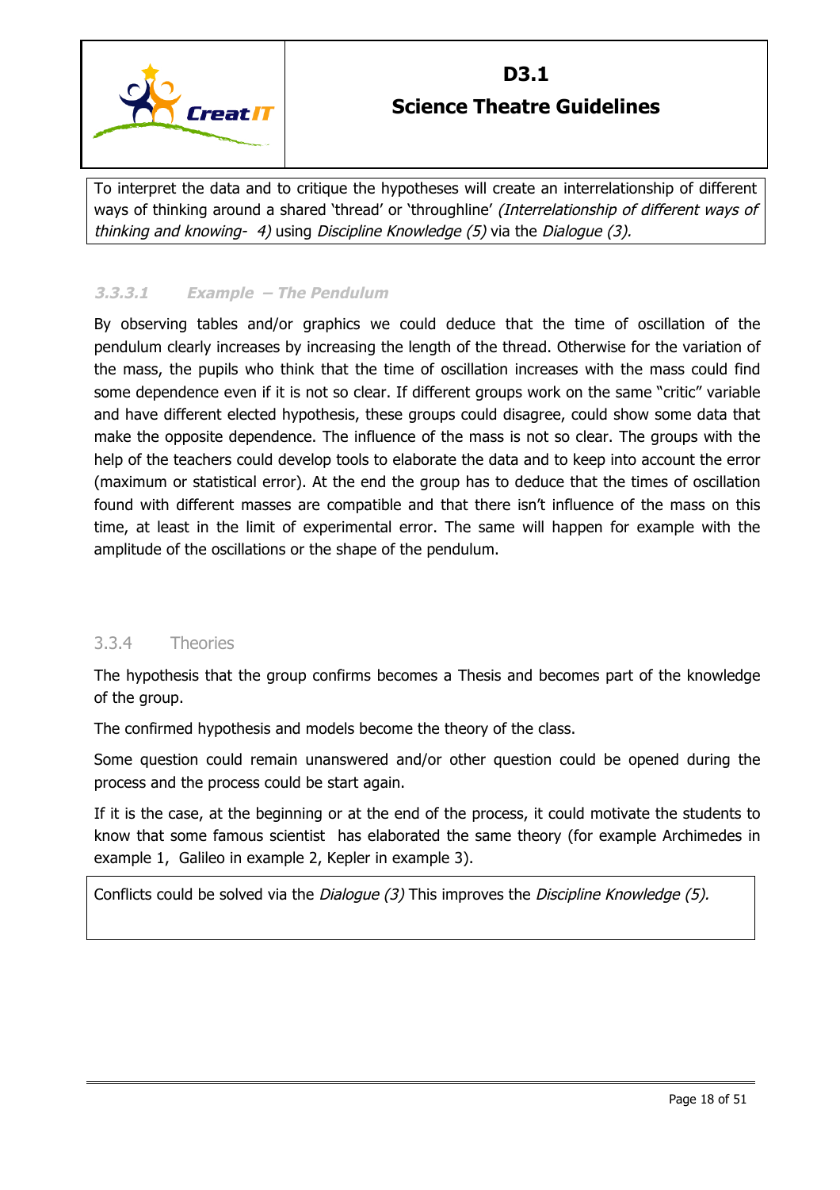To interpret the data and to critique the hypotheses will create an interrelationship of different ways of thinking around a shared 'thread' or 'throughline' *(Interrelationship of different ways of thinking and knowing- 4)* using *Discipline Knowledge (5)* via the *Dialogue (3).*

#### 3.3.3.1 Example – The Pendulum

By observing tables and/or graphics we could deduce that the time of oscillation of the pendulum clearly increases by increasing the length of the thread. Otherwise for the variation of the mass, the pupils who think that the time of oscillation increases with the mass could find some dependence even if it is not so clear. If different groups work on the same "critic" variable and have different elected hypothesis, these groups could disagree, could show some data that make the opposite dependence. The influence of the mass is not so clear. The groups with the help of the teachers could develop tools to elaborate the data and to keep into account the error (maximum or statistical error). At the end the group has to deduce that the times of oscillation found with different masses are compatible and that there isn't influence of the mass on this time, at least in the limit of experimental error. The same will happen for example with the amplitude of the oscillations or the shape of the pendulum.

### 3.3.4 Theories

The hypothesis that the group confirms becomes a Thesis and becomes part of the knowledge of the group.

The confirmed hypothesis and models become the theory of the class.

Some question could remain unanswered and/or other question could be opened during the process and the process could be start again.

If it is the case, at the beginning or at the end of the process, it could motivate the students to know that some famous scientist has elaborated the same theory (for example Archimedes in example 1, Galileo in example 2, Kepler in example 3).

Conflicts could be solved via the *Dialogue (3)* This improves the *Discipline Knowledge (5).*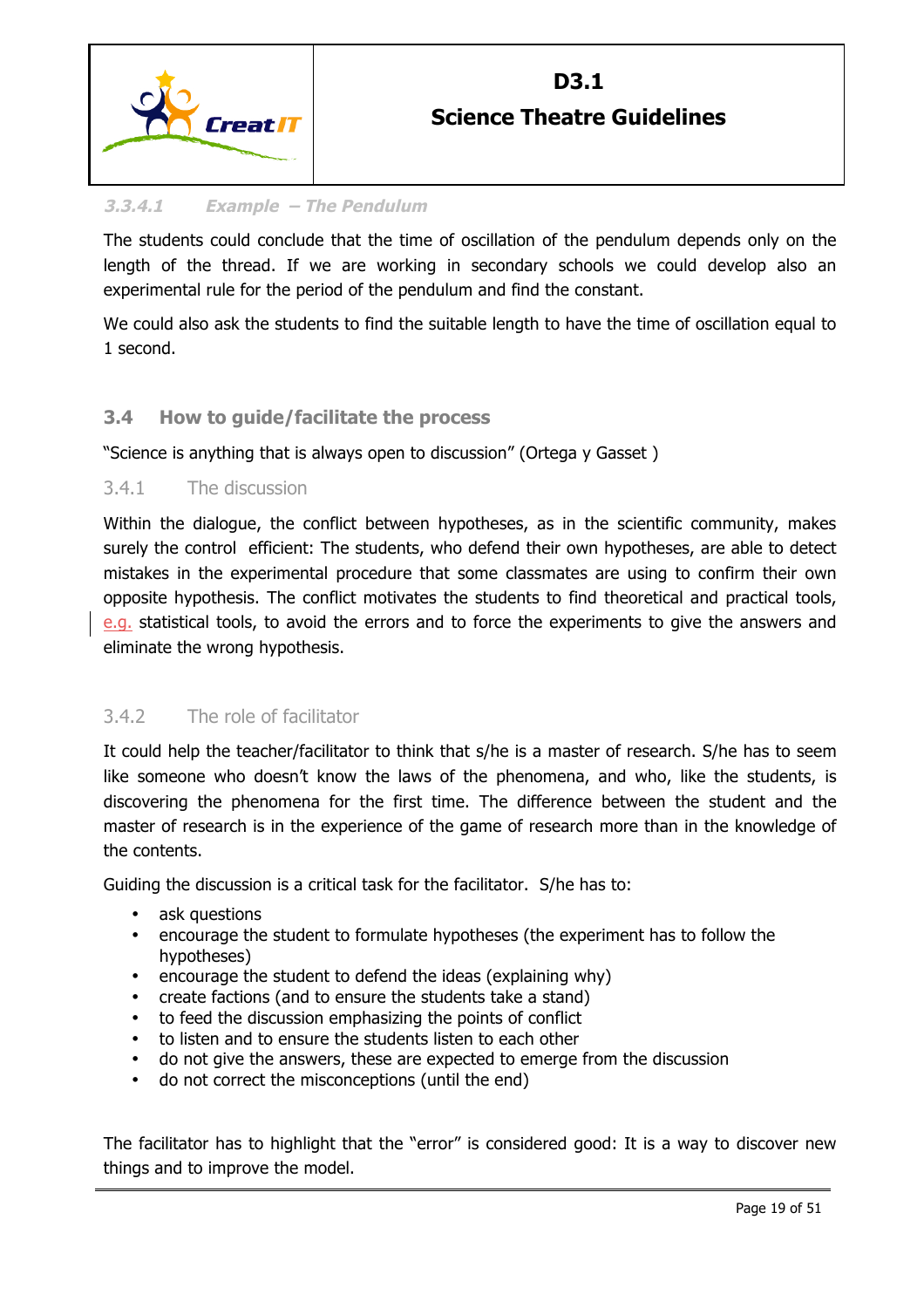#### 3.3.4.1 Example – The Pendulum

The students could conclude that the time of oscillation of the pendulum depends only on the length of the thread. If we are working in secondary schools we could develop also an experimental rule for the period of the pendulum and find the constant.

We could also ask the students to find the suitable length to have the time of oscillation equal to 1 second.

## 3.4 How to guide/facilitate the process

"Science is anything that is always open to discussion" (Ortega y Gasset )

### 3.4.1 The discussion

Within the dialogue, the conflict between hypotheses, as in the scientific community, makes surely the control efficient: The students, who defend their own hypotheses, are able to detect mistakes in the experimental procedure that some classmates are using to confirm their own opposite hypothesis. The conflict motivates the students to find theoretical and practical tools, e.g. statistical tools, to avoid the errors and to force the experiments to give the answers and eliminate the wrong hypothesis.

### 3.4.2 The role of facilitator

It could help the teacher/facilitator to think that s/he is a master of research. S/he has to seem like someone who doesn't know the laws of the phenomena, and who, like the students, is discovering the phenomena for the first time. The difference between the student and the master of research is in the experience of the game of research more than in the knowledge of the contents.

Guiding the discussion is a critical task for the facilitator. S/he has to:

- ask questions
- encourage the student to formulate hypotheses (the experiment has to follow the hypotheses)
- encourage the student to defend the ideas (explaining why)
- create factions (and to ensure the students take a stand)
- to feed the discussion emphasizing the points of conflict
- to listen and to ensure the students listen to each other
- do not give the answers, these are expected to emerge from the discussion
- do not correct the misconceptions (until the end)

The facilitator has to highlight that the "error" is considered good: It is a way to discover new things and to improve the model.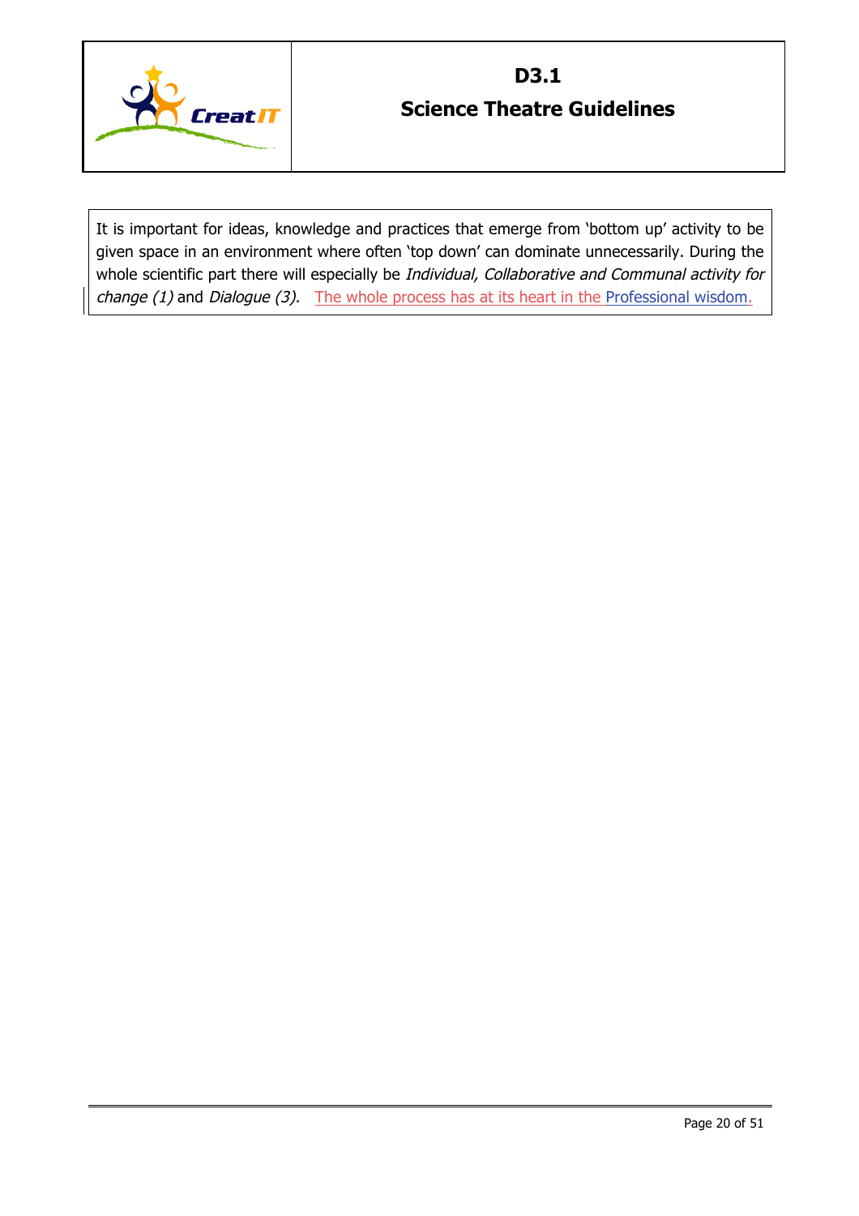It is important for ideas, knowledge and practices that emerge from 'bottom up' activity to be given space in an environment where often 'top down' can dominate unnecessarily. During the whole scientific part there will especially be *Individual, Collaborative and Communal activity for change (1)* and *Dialogue (3).* The whole process has at its heart in the Professional wisdom.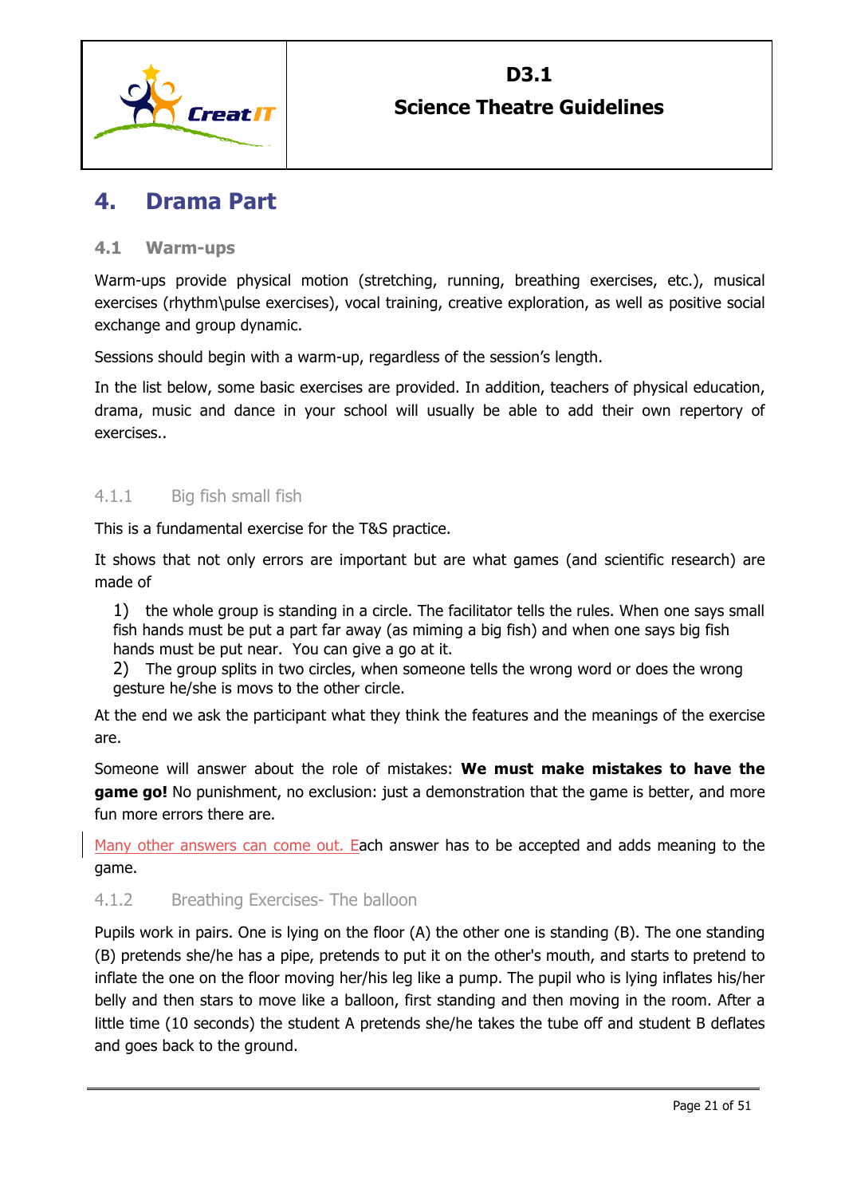# 4. Drama Part

## 4.1 Warm-ups

Warm-ups provide physical motion (stretching, running, breathing exercises, etc.), musical exercises (rhythm\pulse exercises), vocal training, creative exploration, as well as positive social exchange and group dynamic.

Sessions should begin with a warm-up, regardless of the session's length.

In the list below, some basic exercises are provided. In addition, teachers of physical education, drama, music and dance in your school will usually be able to add their own repertory of exercises..

### 4.1.1 Big fish small fish

This is a fundamental exercise for the T&S practice.

It shows that not only errors are important but are what games (and scientific research) are made of

1) the whole group is standing in a circle. The facilitator tells the rules. When one says small fish hands must be put a part far away (as miming a big fish) and when one says big fish hands must be put near. You can give a go at it.
2) The group splits in two circles, when someone tells the wrong word or does the wrong gesture he/she is movs to the other circle.

At the end we ask the participant what they think the features and the meanings of the exercise are.

Someone will answer about the role of mistakes: **We must make mistakes to have the game go!** No punishment, no exclusion: just a demonstration that the game is better, and more fun more errors there are.

Many other answers can come out. Each answer has to be accepted and adds meaning to the game.

### 4.1.2 Breathing Exercises- The balloon

Pupils work in pairs. One is lying on the floor (A) the other one is standing (B). The one standing (B) pretends she/he has a pipe, pretends to put it on the other's mouth, and starts to pretend to inflate the one on the floor moving her/his leg like a pump. The pupil who is lying inflates his/her belly and then stars to move like a balloon, first standing and then moving in the room. After a little time (10 seconds) the student A pretends she/he takes the tube off and student B deflates and goes back to the ground.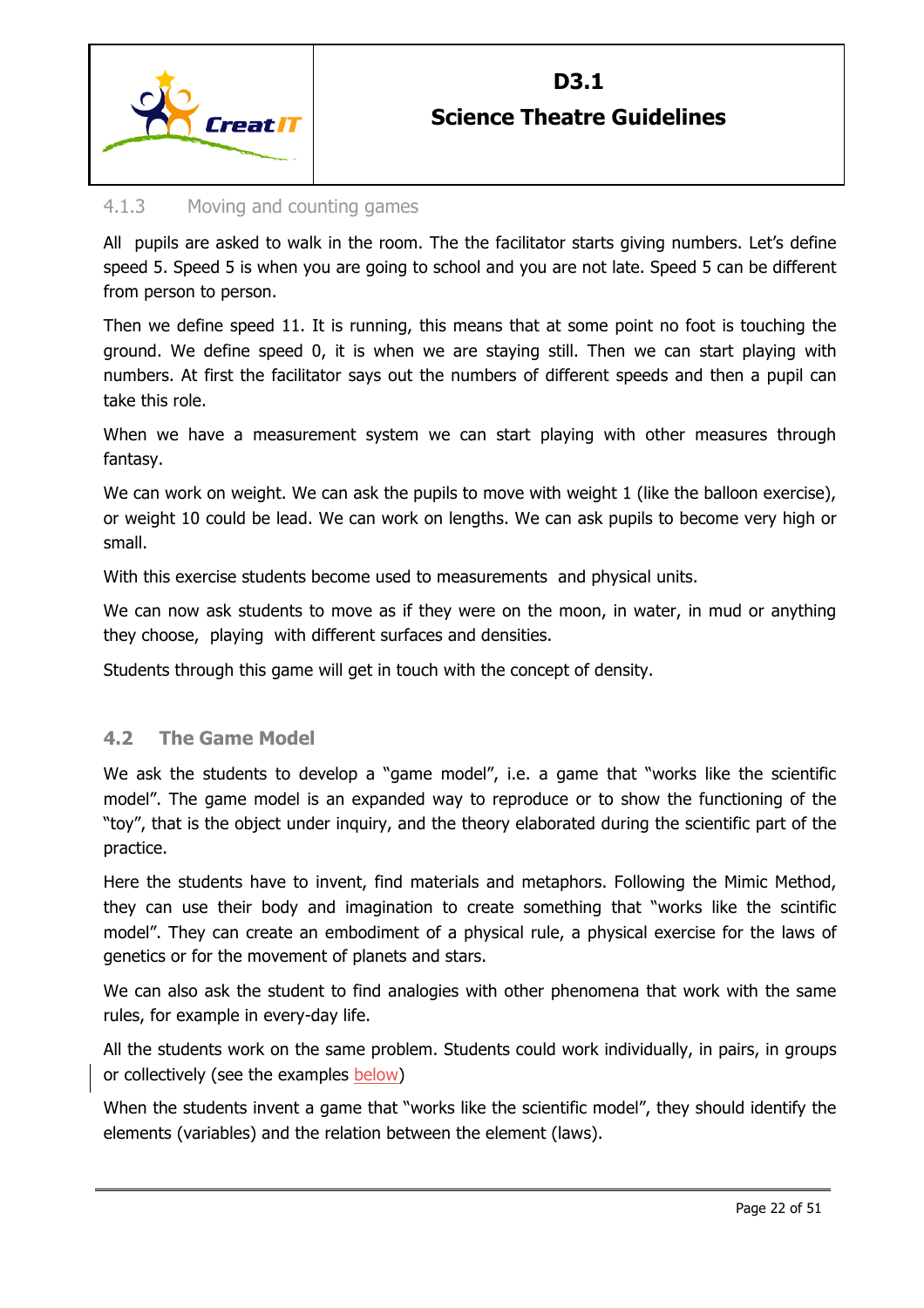#### 4.1.3 Moving and counting games

All pupils are asked to walk in the room. The the facilitator starts giving numbers. Let's define speed 5. Speed 5 is when you are going to school and you are not late. Speed 5 can be different from person to person.

Then we define speed 11. It is running, this means that at some point no foot is touching the ground. We define speed 0, it is when we are staying still. Then we can start playing with numbers. At first the facilitator says out the numbers of different speeds and then a pupil can take this role.

When we have a measurement system we can start playing with other measures through fantasy.

We can work on weight. We can ask the pupils to move with weight 1 (like the balloon exercise), or weight 10 could be lead. We can work on lengths. We can ask pupils to become very high or small.

With this exercise students become used to measurements and physical units.

We can now ask students to move as if they were on the moon, in water, in mud or anything they choose, playing with different surfaces and densities.

Students through this game will get in touch with the concept of density.

### 4.2 The Game Model

We ask the students to develop a "game model", i.e. a game that "works like the scientific model". The game model is an expanded way to reproduce or to show the functioning of the "toy", that is the object under inquiry, and the theory elaborated during the scientific part of the practice.

Here the students have to invent, find materials and metaphors. Following the Mimic Method, they can use their body and imagination to create something that "works like the scintific model". They can create an embodiment of a physical rule, a physical exercise for the laws of genetics or for the movement of planets and stars.

We can also ask the student to find analogies with other phenomena that work with the same rules, for example in every-day life.

All the students work on the same problem. Students could work individually, in pairs, in groups or collectively (see the examples below)

When the students invent a game that "works like the scientific model", they should identify the elements (variables) and the relation between the element (laws).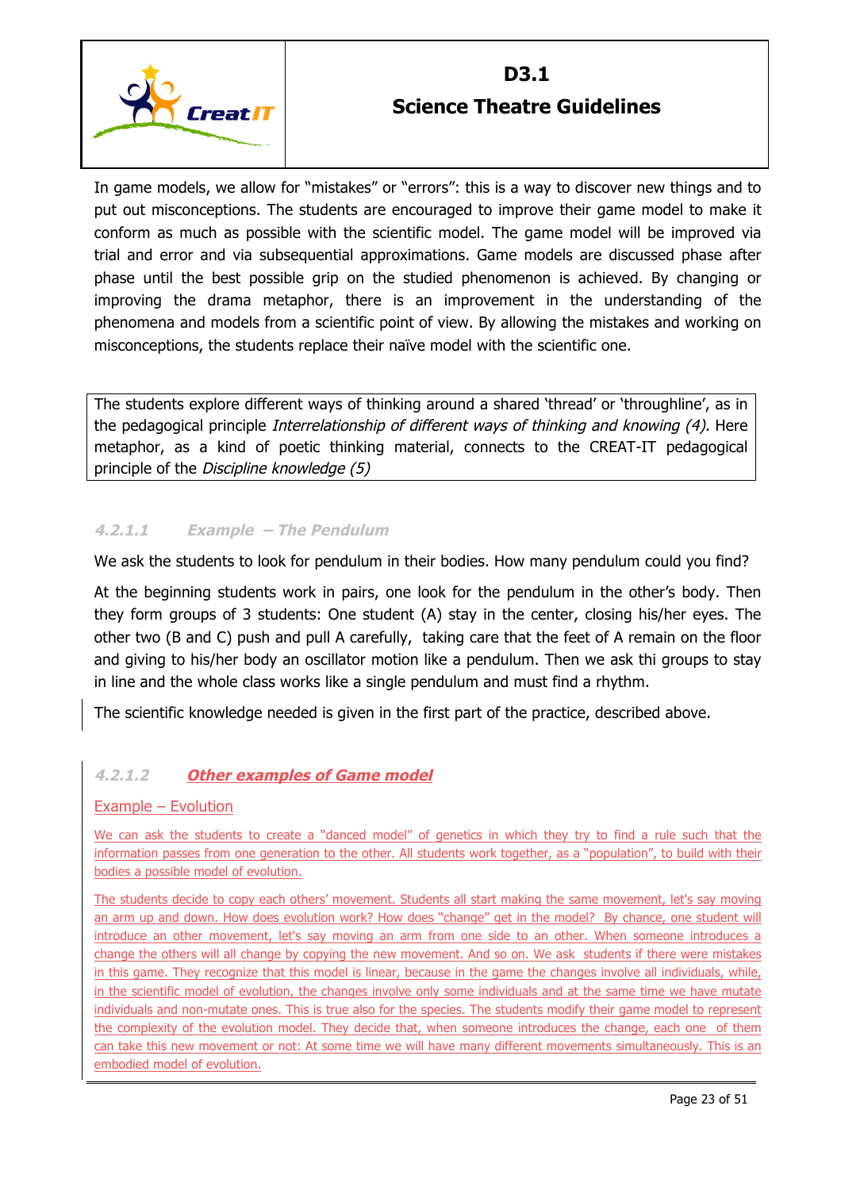In game models, we allow for "mistakes" or "errors": this is a way to discover new things and to put out misconceptions. The students are encouraged to improve their game model to make it conform as much as possible with the scientific model. The game model will be improved via trial and error and via subsequential approximations. Game models are discussed phase after phase until the best possible grip on the studied phenomenon is achieved. By changing or improving the drama metaphor, there is an improvement in the understanding of the phenomena and models from a scientific point of view. By allowing the mistakes and working on misconceptions, the students replace their naïve model with the scientific one.

> The students explore different ways of thinking around a shared 'thread' or 'throughline', as in the pedagogical principle *Interrelationship of different ways of thinking and knowing (4).* Here metaphor, as a kind of poetic thinking material, connects to the CREAT-IT pedagogical principle of the *Discipline knowledge (5)*

#### 4.2.1.1 Example – The Pendulum

We ask the students to look for pendulum in their bodies. How many pendulum could you find?

At the beginning students work in pairs, one look for the pendulum in the other's body. Then they form groups of 3 students: One student (A) stay in the center, closing his/her eyes. The other two (B and C) push and pull A carefully, taking care that the feet of A remain on the floor and giving to his/her body an oscillator motion like a pendulum. Then we ask thi groups to stay in line and the whole class works like a single pendulum and must find a rhythm.

The scientific knowledge needed is given in the first part of the practice, described above.

#### 4.2.1.2 Other examples of Game model

Example – Evolution

We can ask the students to create a "danced model" of genetics in which they try to find a rule such that the information passes from one generation to the other. All students work together, as a "population", to build with their bodies a possible model of evolution.

The students decide to copy each others' movement. Students all start making the same movement, let's say moving an arm up and down. How does evolution work? How does "change" get in the model? By chance, one student will introduce an other movement, let's say moving an arm from one side to an other. When someone introduces a change the others will all change by copying the new movement. And so on. We ask students if there were mistakes in this game. They recognize that this model is linear, because in the game the changes involve all individuals, while, in the scientific model of evolution, the changes involve only some individuals and at the same time we have mutate individuals and non-mutate ones. This is true also for the species. The students modify their game model to represent the complexity of the evolution model. They decide that, when someone introduces the change, each one of them can take this new movement or not: At some time we will have many different movements simultaneously. This is an embodied model of evolution.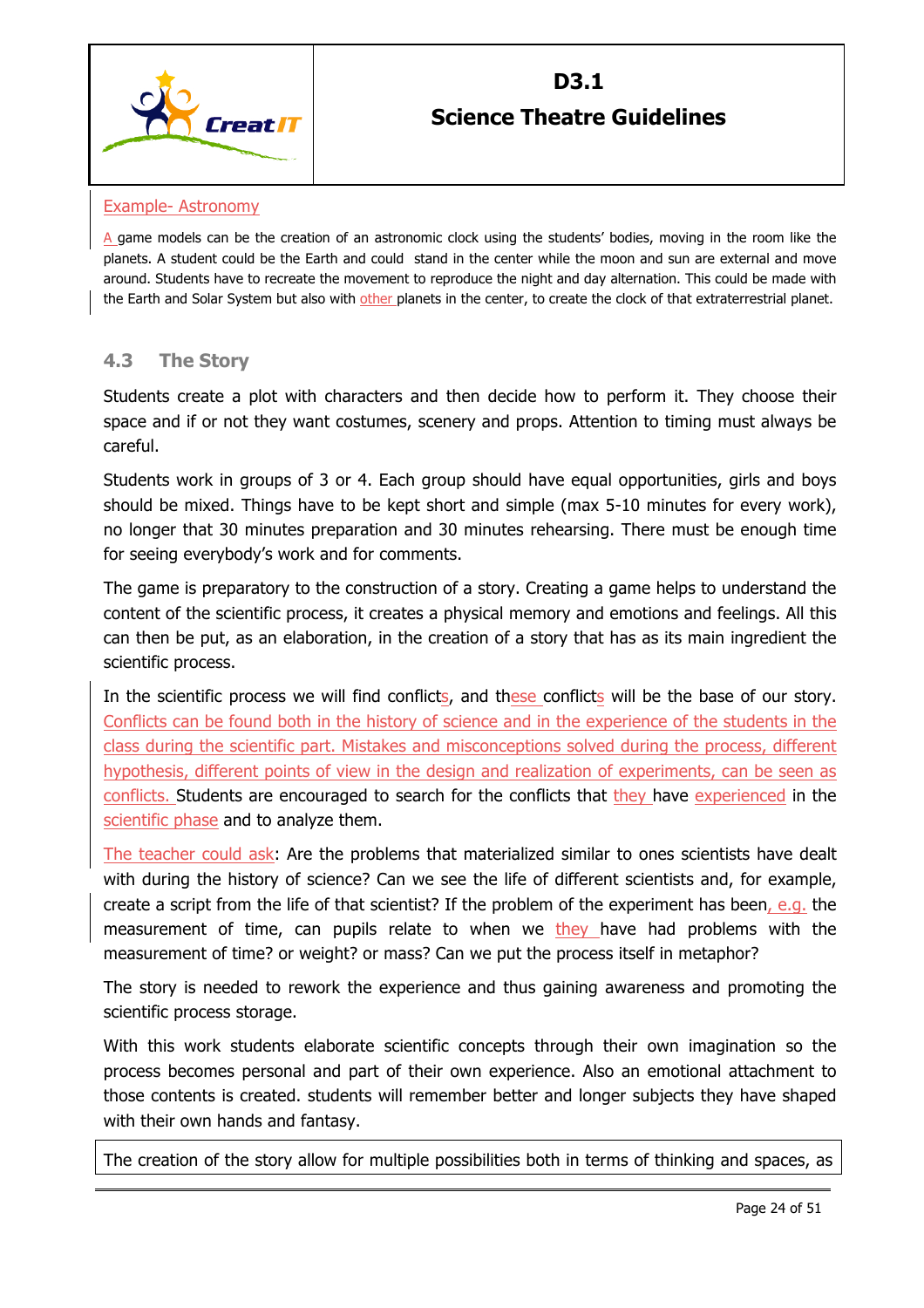Example- Astronomy

A game models can be the creation of an astronomic clock using the students' bodies, moving in the room like the planets. A student could be the Earth and could stand in the center while the moon and sun are external and move around. Students have to recreate the movement to reproduce the night and day alternation. This could be made with the Earth and Solar System but also with other planets in the center, to create the clock of that extraterrestrial planet.

### 4.3 The Story

Students create a plot with characters and then decide how to perform it. They choose their space and if or not they want costumes, scenery and props. Attention to timing must always be careful.

Students work in groups of 3 or 4. Each group should have equal opportunities, girls and boys should be mixed. Things have to be kept short and simple (max 5-10 minutes for every work), no longer that 30 minutes preparation and 30 minutes rehearsing. There must be enough time for seeing everybody's work and for comments.

The game is preparatory to the construction of a story. Creating a game helps to understand the content of the scientific process, it creates a physical memory and emotions and feelings. All this can then be put, as an elaboration, in the creation of a story that has as its main ingredient the scientific process.

In the scientific process we will find conflicts, and these conflicts will be the base of our story. Conflicts can be found both in the history of science and in the experience of the students in the class during the scientific part. Mistakes and misconceptions solved during the process, different hypothesis, different points of view in the design and realization of experiments, can be seen as conflicts. Students are encouraged to search for the conflicts that they have experienced in the scientific phase and to analyze them.

The teacher could ask: Are the problems that materialized similar to ones scientists have dealt with during the history of science? Can we see the life of different scientists and, for example, create a script from the life of that scientist? If the problem of the experiment has been, e.g. the measurement of time, can pupils relate to when we they have had problems with the measurement of time? or weight? or mass? Can we put the process itself in metaphor?

The story is needed to rework the experience and thus gaining awareness and promoting the scientific process storage.

With this work students elaborate scientific concepts through their own imagination so the process becomes personal and part of their own experience. Also an emotional attachment to those contents is created. students will remember better and longer subjects they have shaped with their own hands and fantasy.

The creation of the story allow for multiple possibilities both in terms of thinking and spaces, as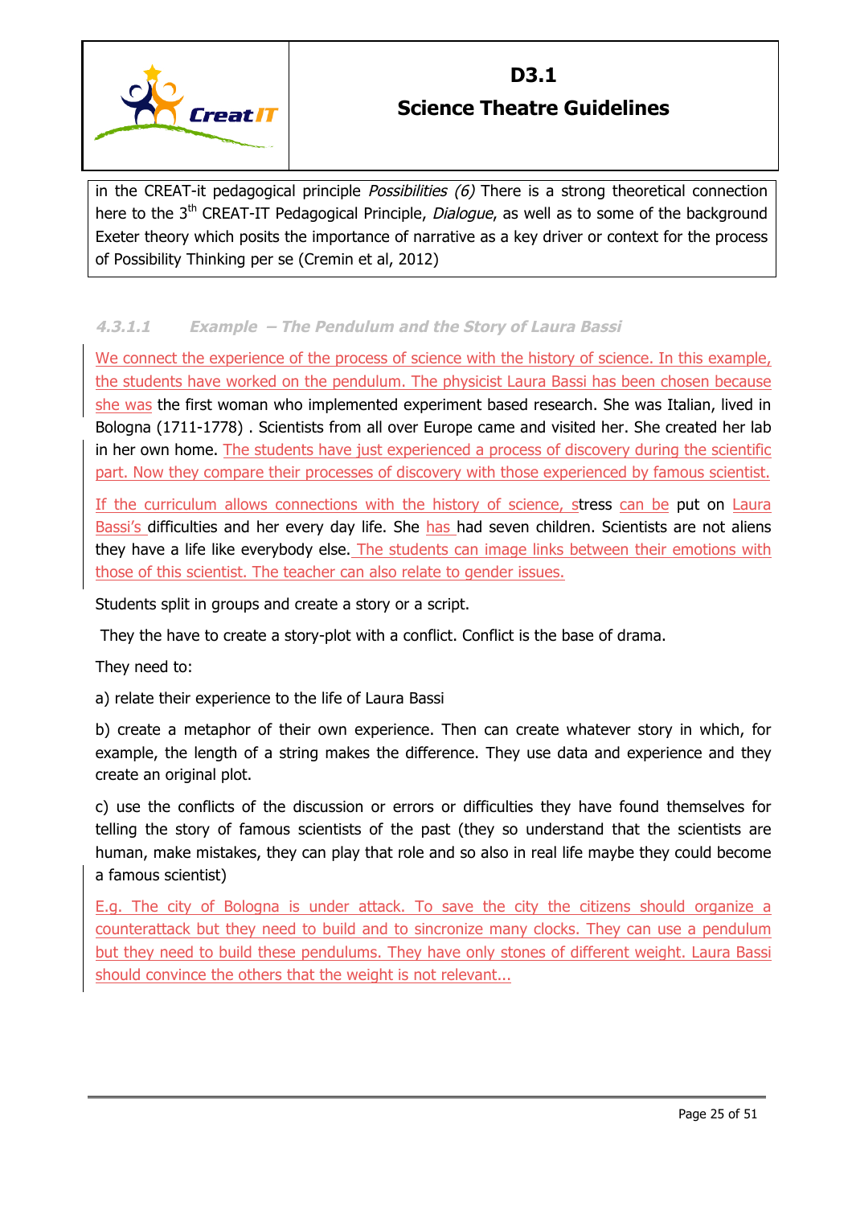in the CREAT-it pedagogical principle *Possibilities (6)* There is a strong theoretical connection here to the 3rd CREAT-IT Pedagogical Principle, *Dialogue*, as well as to some of the background Exeter theory which posits the importance of narrative as a key driver or context for the process of Possibility Thinking per se (Cremin et al, 2012)

#### 4.3.1.1 Example – The Pendulum and the Story of Laura Bassi

We connect the experience of the process of science with the history of science. In this example, the students have worked on the pendulum. The physicist Laura Bassi has been chosen because she was the first woman who implemented experiment based research. She was Italian, lived in Bologna (1711-1778) . Scientists from all over Europe came and visited her. She created her lab in her own home. The students have just experienced a process of discovery during the scientific part. Now they compare their processes of discovery with those experienced by famous scientist.

If the curriculum allows connections with the history of science, stress can be put on Laura Bassi's difficulties and her every day life. She has had seven children. Scientists are not aliens they have a life like everybody else. The students can image links between their emotions with those of this scientist. The teacher can also relate to gender issues.

Students split in groups and create a story or a script.

They the have to create a story-plot with a conflict. Conflict is the base of drama.

They need to:

a) relate their experience to the life of Laura Bassi

b) create a metaphor of their own experience. Then can create whatever story in which, for example, the length of a string makes the difference. They use data and experience and they create an original plot.

c) use the conflicts of the discussion or errors or difficulties they have found themselves for telling the story of famous scientists of the past (they so understand that the scientists are human, make mistakes, they can play that role and so also in real life maybe they could become a famous scientist)

E.g. The city of Bologna is under attack. To save the city the citizens should organize a counterattack but they need to build and to sincronize many clocks. They can use a pendulum but they need to build these pendulums. They have only stones of different weight. Laura Bassi should convince the others that the weight is not relevant...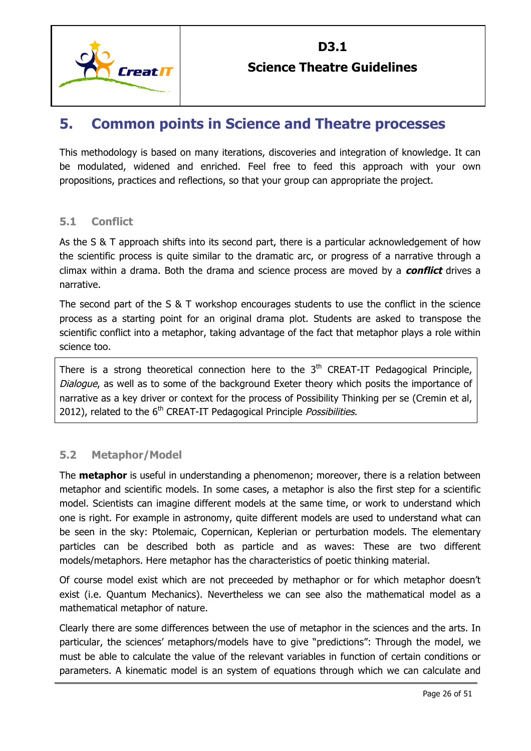# 5. Common points in Science and Theatre processes

This methodology is based on many iterations, discoveries and integration of knowledge. It can be modulated, widened and enriched. Feel free to feed this approach with your own propositions, practices and reflections, so that your group can appropriate the project.

## 5.1 Conflict

As the S & T approach shifts into its second part, there is a particular acknowledgement of how the scientific process is quite similar to the dramatic arc, or progress of a narrative through a climax within a drama. Both the drama and science process are moved by a ***conflict*** drives a narrative.

The second part of the S & T workshop encourages students to use the conflict in the science process as a starting point for an original drama plot. Students are asked to transpose the scientific conflict into a metaphor, taking advantage of the fact that metaphor plays a role within science too.

> There is a strong theoretical connection here to the 3rd CREAT-IT Pedagogical Principle, *Dialogue*, as well as to some of the background Exeter theory which posits the importance of narrative as a key driver or context for the process of Possibility Thinking per se (Cremin et al, 2012), related to the 6th CREAT-IT Pedagogical Principle *Possibilities*.

## 5.2 Metaphor/Model

The **metaphor** is useful in understanding a phenomenon; moreover, there is a relation between metaphor and scientific models. In some cases, a metaphor is also the first step for a scientific model. Scientists can imagine different models at the same time, or work to understand which one is right. For example in astronomy, quite different models are used to understand what can be seen in the sky: Ptolemaic, Copernican, Keplerian or perturbation models. The elementary particles can be described both as particle and as waves: These are two different models/metaphors. Here metaphor has the characteristics of poetic thinking material.

Of course model exist which are not preceeded by methaphor or for which metaphor doesn't exist (i.e. Quantum Mechanics). Nevertheless we can see also the mathematical model as a mathematical metaphor of nature.

Clearly there are some differences between the use of metaphor in the sciences and the arts. In particular, the sciences' metaphors/models have to give "predictions": Through the model, we must be able to calculate the value of the relevant variables in function of certain conditions or parameters. A kinematic model is an system of equations through which we can calculate and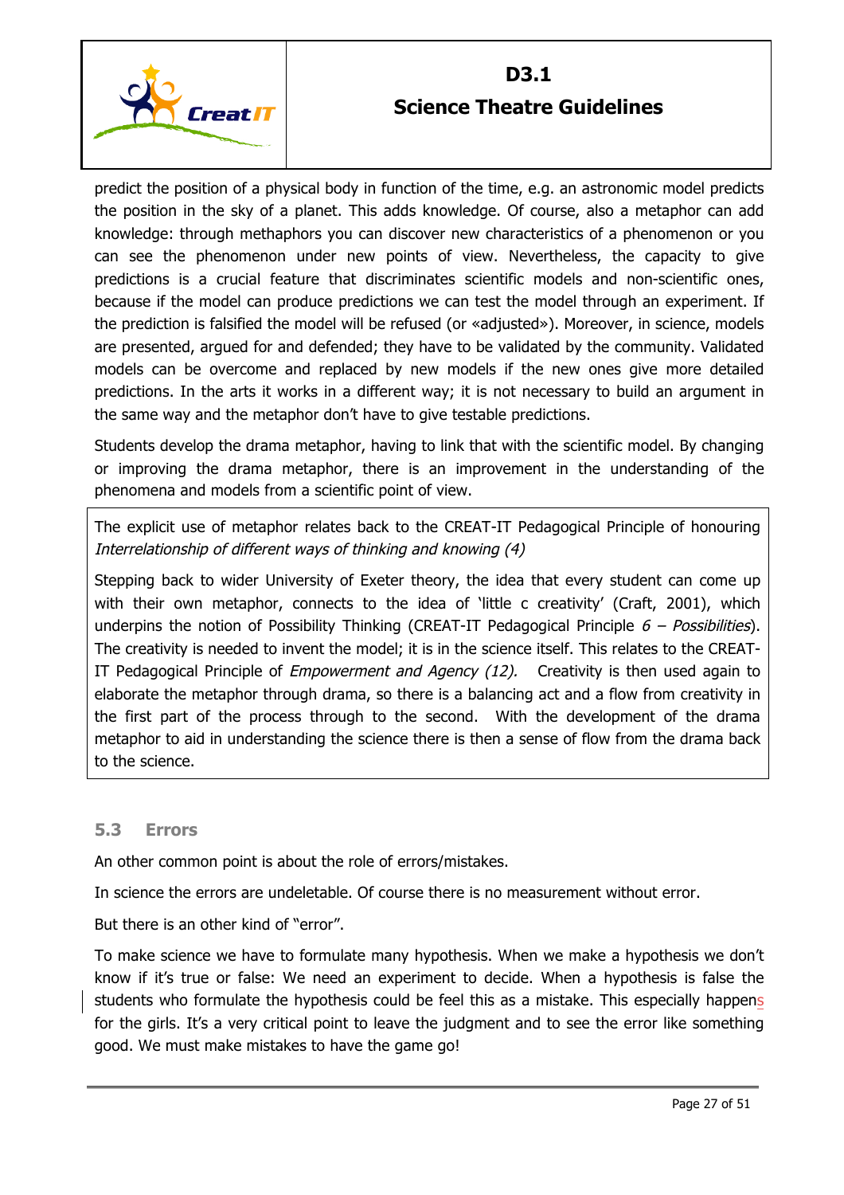predict the position of a physical body in function of the time, e.g. an astronomic model predicts the position in the sky of a planet. This adds knowledge. Of course, also a metaphor can add knowledge: through methaphors you can discover new characteristics of a phenomenon or you can see the phenomenon under new points of view. Nevertheless, the capacity to give predictions is a crucial feature that discriminates scientific models and non-scientific ones, because if the model can produce predictions we can test the model through an experiment. If the prediction is falsified the model will be refused (or «adjusted»). Moreover, in science, models are presented, argued for and defended; they have to be validated by the community. Validated models can be overcome and replaced by new models if the new ones give more detailed predictions. In the arts it works in a different way; it is not necessary to build an argument in the same way and the metaphor don't have to give testable predictions.

Students develop the drama metaphor, having to link that with the scientific model. By changing or improving the drama metaphor, there is an improvement in the understanding of the phenomena and models from a scientific point of view.

> The explicit use of metaphor relates back to the CREAT-IT Pedagogical Principle of honouring *Interrelationship of different ways of thinking and knowing (4)*
>
> Stepping back to wider University of Exeter theory, the idea that every student can come up with their own metaphor, connects to the idea of 'little c creativity' (Craft, 2001), which underpins the notion of Possibility Thinking (CREAT-IT Pedagogical Principle *6 – Possibilities*). The creativity is needed to invent the model; it is in the science itself. This relates to the CREAT-IT Pedagogical Principle of *Empowerment and Agency (12).* Creativity is then used again to elaborate the metaphor through drama, so there is a balancing act and a flow from creativity in the first part of the process through to the second. With the development of the drama metaphor to aid in understanding the science there is then a sense of flow from the drama back to the science.

## 5.3 Errors

An other common point is about the role of errors/mistakes.

In science the errors are undeletable. Of course there is no measurement without error.

But there is an other kind of "error".

To make science we have to formulate many hypothesis. When we make a hypothesis we don't know if it's true or false: We need an experiment to decide. When a hypothesis is false the students who formulate the hypothesis could be feel this as a mistake. This especially happens for the girls. It's a very critical point to leave the judgment and to see the error like something good. We must make mistakes to have the game go!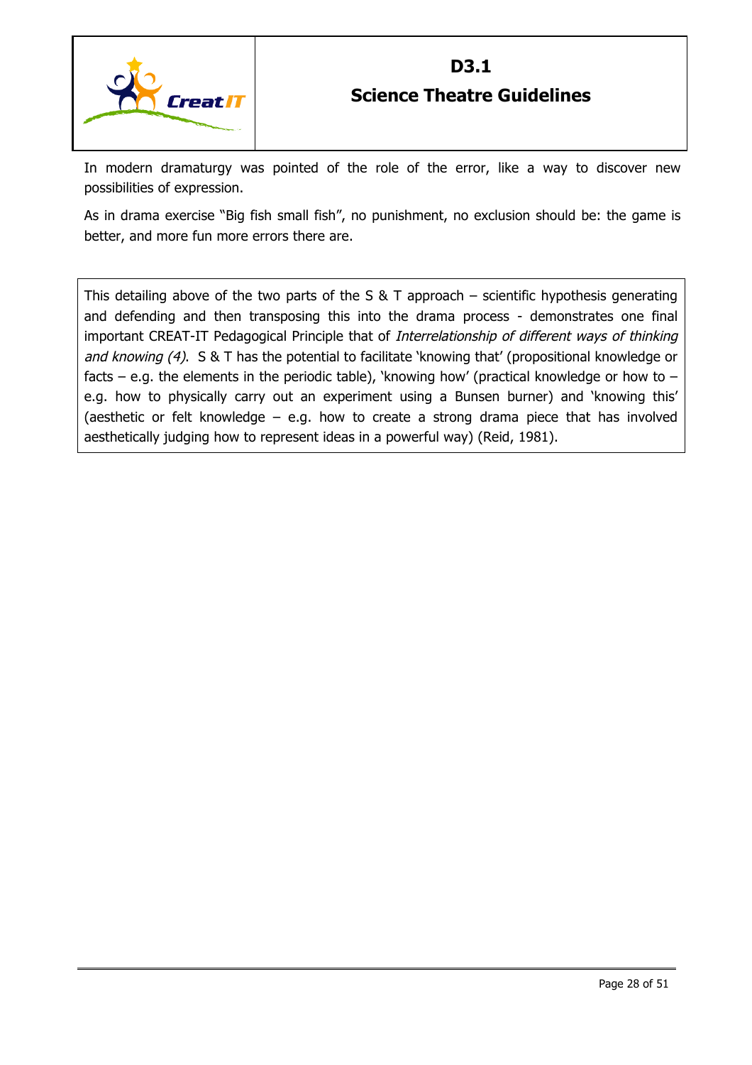In modern dramaturgy was pointed of the role of the error, like a way to discover new possibilities of expression.

As in drama exercise "Big fish small fish", no punishment, no exclusion should be: the game is better, and more fun more errors there are.

> This detailing above of the two parts of the S & T approach – scientific hypothesis generating and defending and then transposing this into the drama process - demonstrates one final important CREAT-IT Pedagogical Principle that of *Interrelationship of different ways of thinking and knowing (4)*. S & T has the potential to facilitate 'knowing that' (propositional knowledge or facts – e.g. the elements in the periodic table), 'knowing how' (practical knowledge or how to – e.g. how to physically carry out an experiment using a Bunsen burner) and 'knowing this' (aesthetic or felt knowledge – e.g. how to create a strong drama piece that has involved aesthetically judging how to represent ideas in a powerful way) (Reid, 1981).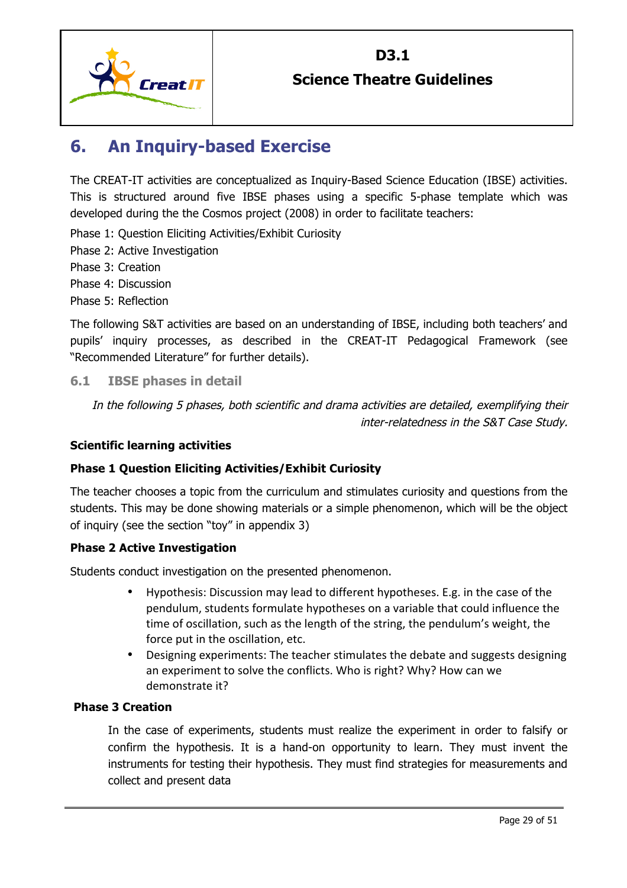# 6. An Inquiry-based Exercise

The CREAT-IT activities are conceptualized as Inquiry-Based Science Education (IBSE) activities. This is structured around five IBSE phases using a specific 5-phase template which was developed during the the Cosmos project (2008) in order to facilitate teachers:

Phase 1: Question Eliciting Activities/Exhibit Curiosity
Phase 2: Active Investigation
Phase 3: Creation
Phase 4: Discussion
Phase 5: Reflection

The following S&T activities are based on an understanding of IBSE, including both teachers' and pupils' inquiry processes, as described in the CREAT-IT Pedagogical Framework (see "Recommended Literature" for further details).

## 6.1 IBSE phases in detail

*In the following 5 phases, both scientific and drama activities are detailed, exemplifying their inter-relatedness in the S&T Case Study.*

**Scientific learning activities**

**Phase 1 Question Eliciting Activities/Exhibit Curiosity**

The teacher chooses a topic from the curriculum and stimulates curiosity and questions from the students. This may be done showing materials or a simple phenomenon, which will be the object of inquiry (see the section "toy" in appendix 3)

**Phase 2 Active Investigation**

Students conduct investigation on the presented phenomenon.

- Hypothesis: Discussion may lead to different hypotheses. E.g. in the case of the pendulum, students formulate hypotheses on a variable that could influence the time of oscillation, such as the length of the string, the pendulum's weight, the force put in the oscillation, etc.
- Designing experiments: The teacher stimulates the debate and suggests designing an experiment to solve the conflicts. Who is right? Why? How can we demonstrate it?

**Phase 3 Creation**

In the case of experiments, students must realize the experiment in order to falsify or confirm the hypothesis. It is a hand-on opportunity to learn. They must invent the instruments for testing their hypothesis. They must find strategies for measurements and collect and present data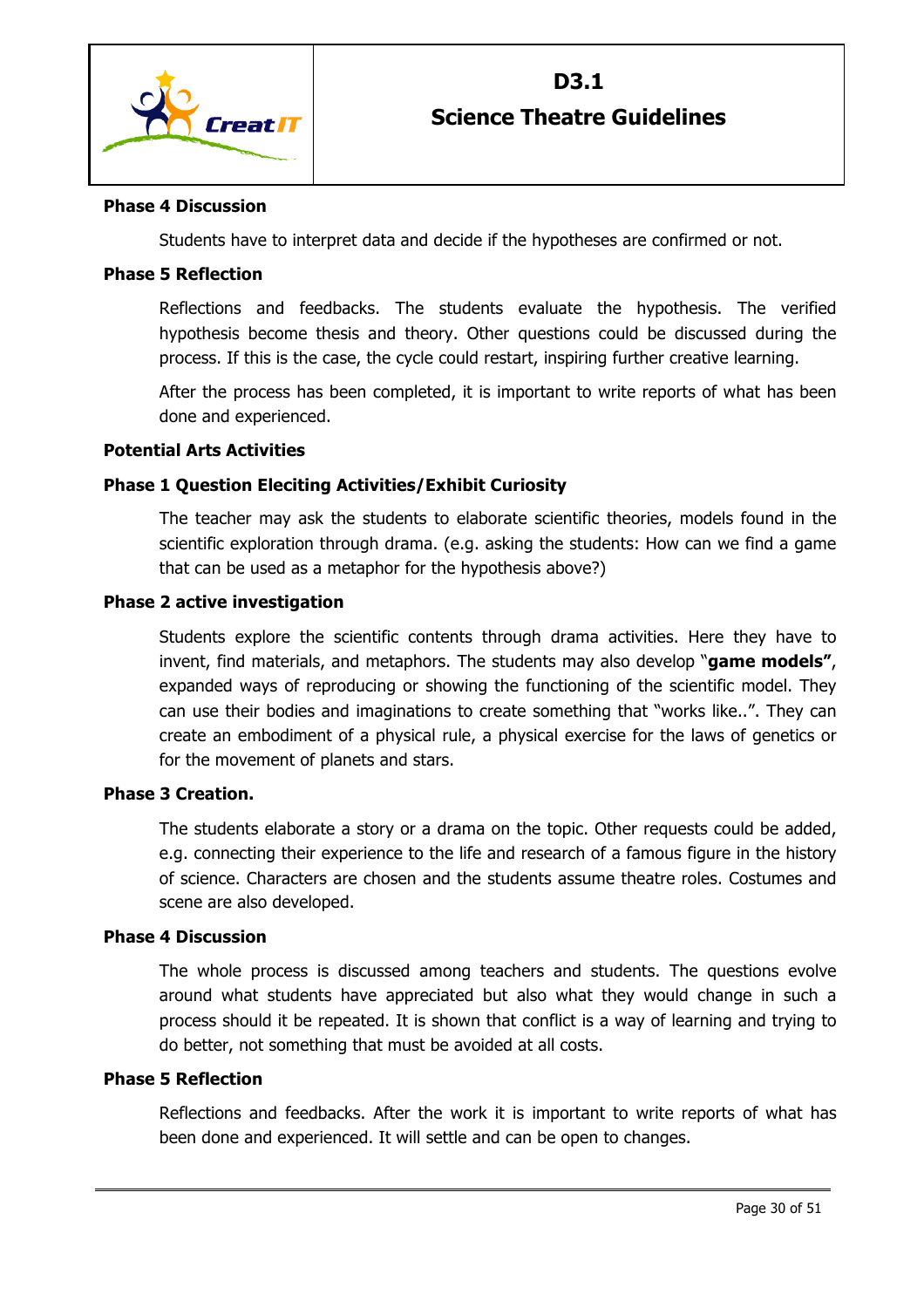**Phase 4 Discussion**

Students have to interpret data and decide if the hypotheses are confirmed or not.

**Phase 5 Reflection**

Reflections and feedbacks. The students evaluate the hypothesis. The verified hypothesis become thesis and theory. Other questions could be discussed during the process. If this is the case, the cycle could restart, inspiring further creative learning.

After the process has been completed, it is important to write reports of what has been done and experienced.

**Potential Arts Activities**

**Phase 1 Question Eleciting Activities/Exhibit Curiosity**

The teacher may ask the students to elaborate scientific theories, models found in the scientific exploration through drama. (e.g. asking the students: How can we find a game that can be used as a metaphor for the hypothesis above?)

**Phase 2 active investigation**

Students explore the scientific contents through drama activities. Here they have to invent, find materials, and metaphors. The students may also develop "**game models"**, expanded ways of reproducing or showing the functioning of the scientific model. They can use their bodies and imaginations to create something that "works like..". They can create an embodiment of a physical rule, a physical exercise for the laws of genetics or for the movement of planets and stars.

**Phase 3 Creation.**

The students elaborate a story or a drama on the topic. Other requests could be added, e.g. connecting their experience to the life and research of a famous figure in the history of science. Characters are chosen and the students assume theatre roles. Costumes and scene are also developed.

**Phase 4 Discussion**

The whole process is discussed among teachers and students. The questions evolve around what students have appreciated but also what they would change in such a process should it be repeated. It is shown that conflict is a way of learning and trying to do better, not something that must be avoided at all costs.

**Phase 5 Reflection**

Reflections and feedbacks. After the work it is important to write reports of what has been done and experienced. It will settle and can be open to changes.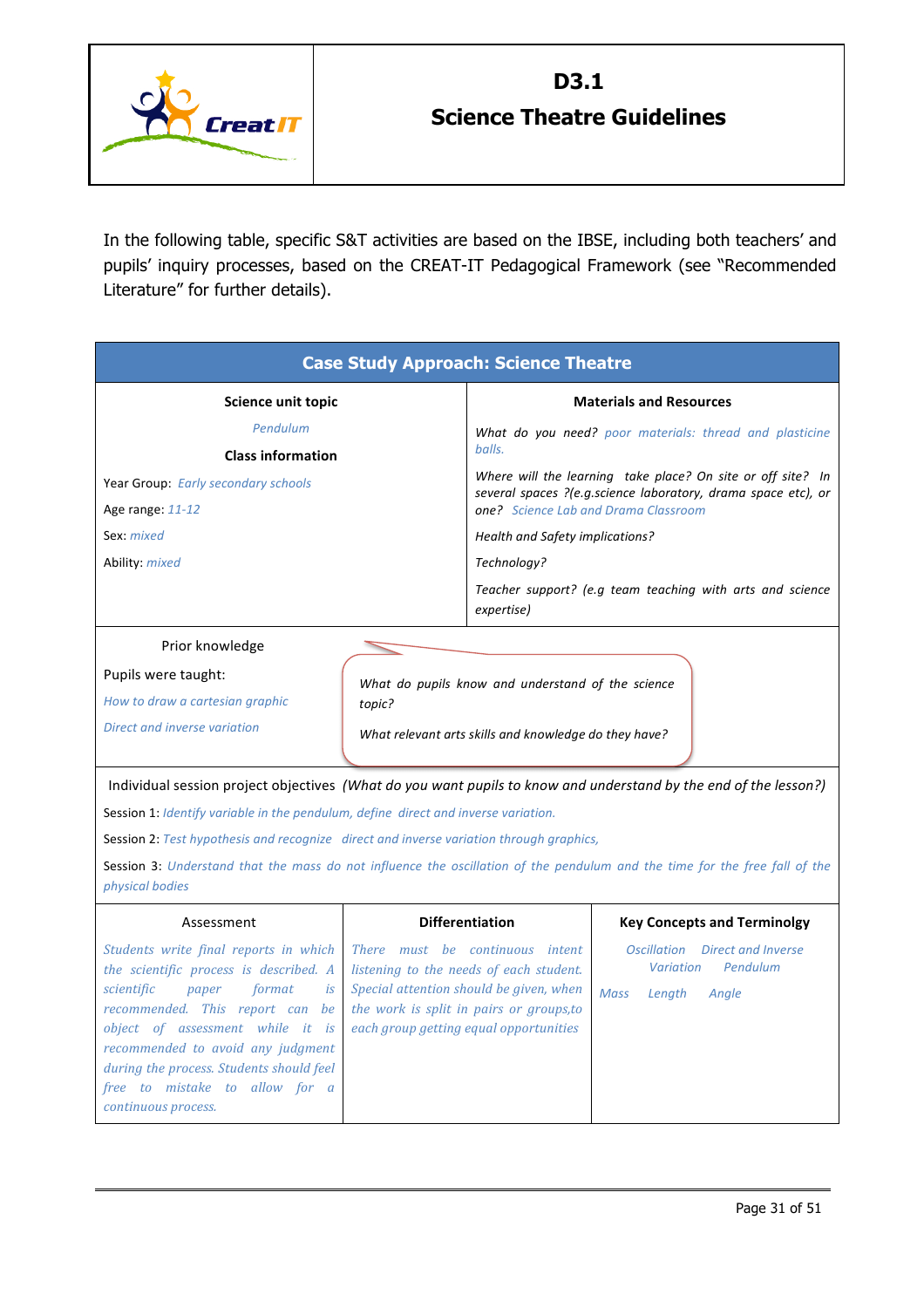D3.1

# Science Theatre Guidelines

In the following table, specific S&T activities are based on the IBSE, including both teachers' and pupils' inquiry processes, based on the CREAT-IT Pedagogical Framework (see "Recommended Literature" for further details).

## Case Study Approach: Science Theatre

| **Science unit topic** | **Materials and Resources** |
|---|---|
| *Pendulum* | *What do you need? poor materials: thread and plasticine balls.* |
| **Class information** | *Where will the learning take place? On site or off site? In several spaces ?(e.g.science laboratory, drama space etc), or one? Science Lab and Drama Classroom* |
| Year Group: *Early secondary schools* | *Health and Safety implications?* |
| Age range: *11-12* | *Technology?* |
| Sex: *mixed* | *Teacher support? (e.g team teaching with arts and science expertise)* |
| Ability: *mixed* | |

**Prior knowledge**

Pupils were taught:

*How to draw a cartesian graphic*

*Direct and inverse variation*

*What do pupils know and understand of the science topic?*

*What relevant arts skills and knowledge do they have?*

Individual session project objectives *(What do you want pupils to know and understand by the end of the lesson?)*

Session 1: *Identify variable in the pendulum, define direct and inverse variation.*

Session 2: *Test hypothesis and recognize direct and inverse variation through graphics,*

Session 3: *Understand that the mass do not influence the oscillation of the pendulum and the time for the free fall of the physical bodies*

| Assessment | **Differentiation** | **Key Concepts and Terminolgy** |
|---|---|---|
| *Students write final reports in which the scientific process is described. A scientific paper format is recommended. This report can be object of assessment while it is recommended to avoid any judgment during the process. Students should feel free to mistake to allow for a continuous process.* | *There must be continuous intent listening to the needs of each student. Special attention should be given, when the work is split in pairs or groups,to each group getting equal opportunities* | *Oscillation Direct and Inverse Variation Pendulum Mass Length Angle* |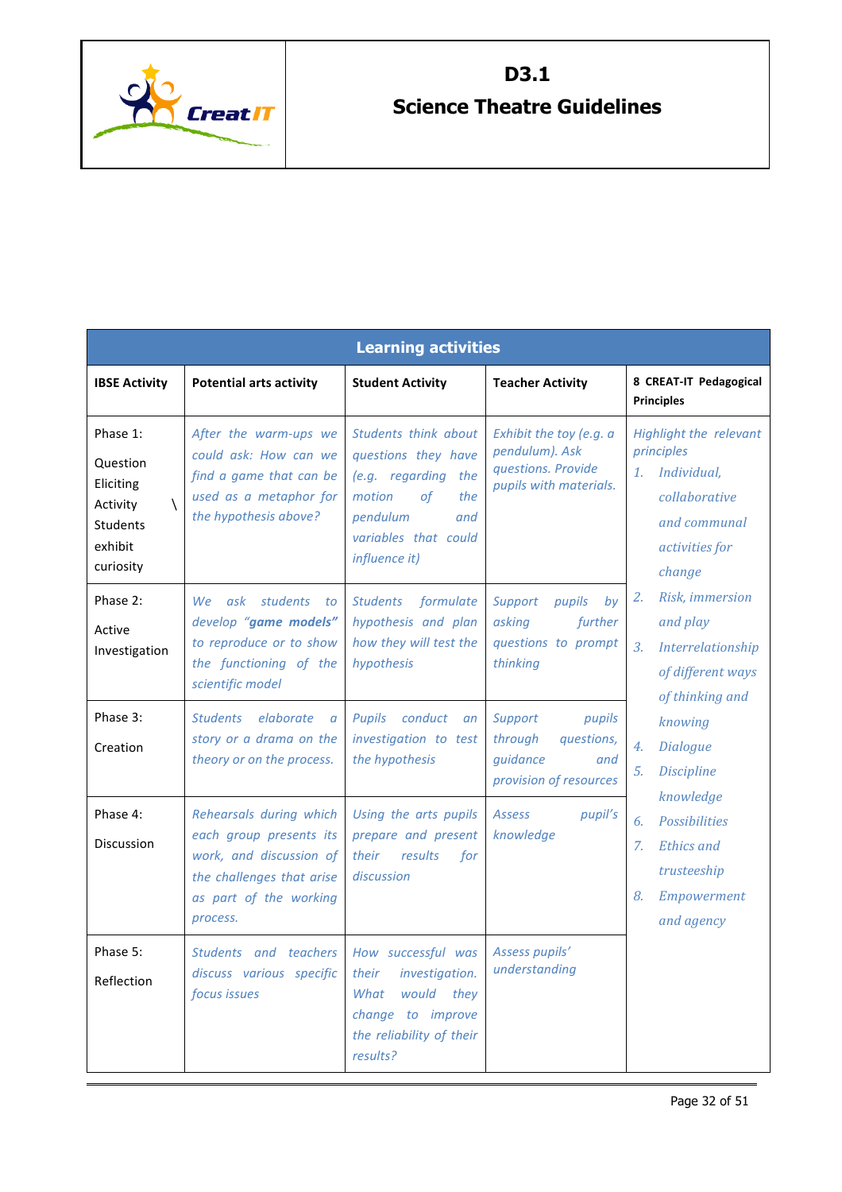| Learning activities | | | | |
|---|---|---|---|---|
| **IBSE Activity** | **Potential arts activity** | **Student Activity** | **Teacher Activity** | **8 CREAT-IT Pedagogical Principles** |
| Phase 1: Question Eliciting Activity \ Students exhibit curiosity | *After the warm-ups we could ask: How can we find a game that can be used as a metaphor for the hypothesis above?* | *Students think about questions they have (e.g. regarding the motion of the pendulum and variables that could influence it)* | *Exhibit the toy (e.g. a pendulum). Ask questions. Provide pupils with materials.* | *Highlight the relevant principles* *1. Individual, collaborative and communal activities for change* *2. Risk, immersion and play* *3. Interrelationship of different ways of thinking and knowing* *4. Dialogue* *5. Discipline knowledge* *6. Possibilities* *7. Ethics and trusteeship* *8. Empowerment and agency* |
| Phase 2: Active Investigation | *We ask students to develop **"game models"** to reproduce or to show the functioning of the scientific model* | *Students formulate hypothesis and plan how they will test the hypothesis* | *Support pupils by asking further questions to prompt thinking* | |
| Phase 3: Creation | *Students elaborate a story or a drama on the theory or on the process.* | *Pupils conduct an investigation to test the hypothesis* | *Support pupils through questions, guidance and provision of resources* | |
| Phase 4: Discussion | *Rehearsals during which each group presents its work, and discussion of the challenges that arise as part of the working process.* | *Using the arts pupils prepare and present their results for discussion* | *Assess pupil's knowledge* | |
| Phase 5: Reflection | *Students and teachers discuss various specific focus issues* | *How successful was their investigation. What would they change to improve the reliability of their results?* | *Assess pupils' understanding* | |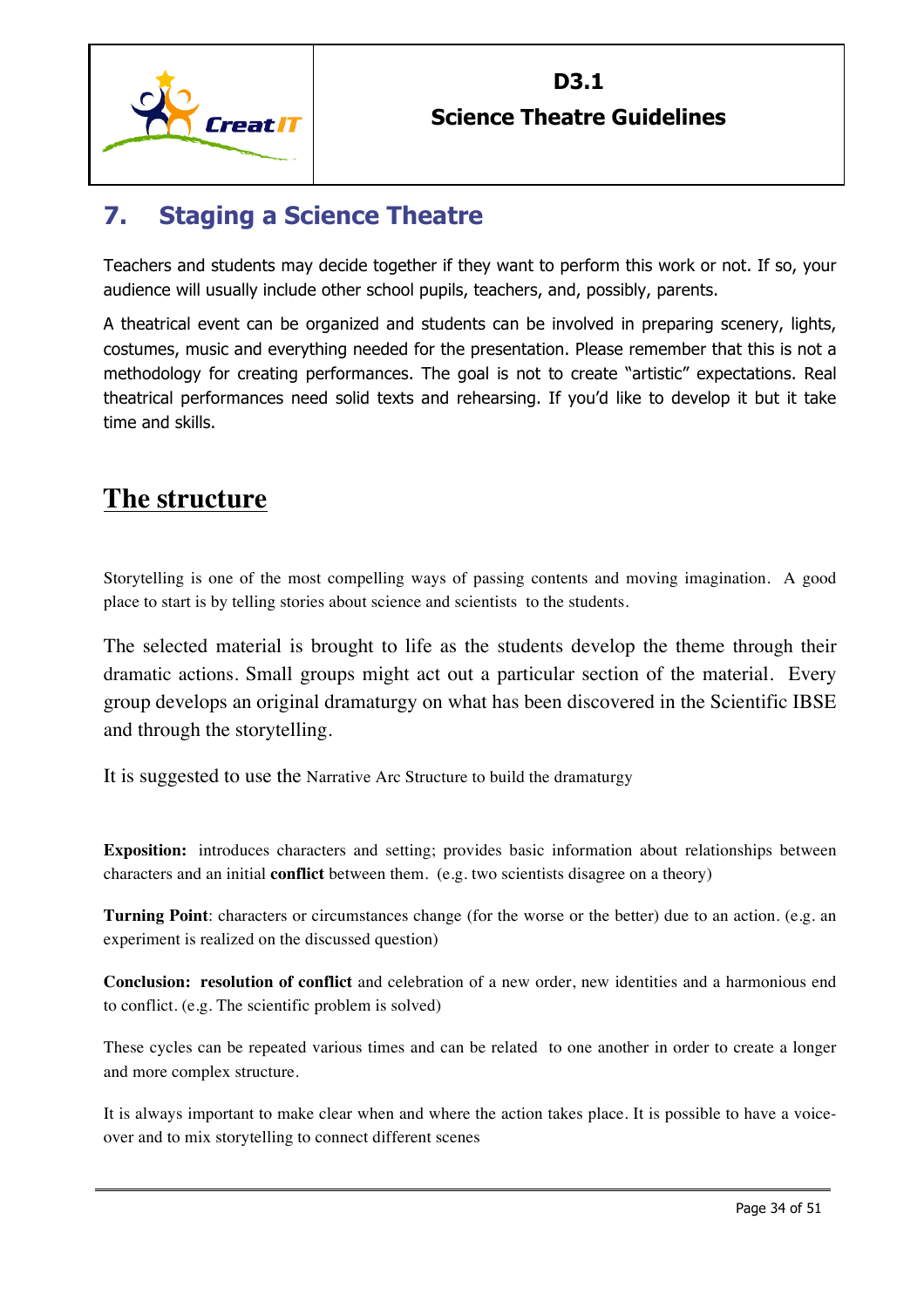## 7. Staging a Science Theatre

Teachers and students may decide together if they want to perform this work or not. If so, your audience will usually include other school pupils, teachers, and, possibly, parents.

A theatrical event can be organized and students can be involved in preparing scenery, lights, costumes, music and everything needed for the presentation. Please remember that this is not a methodology for creating performances. The goal is not to create "artistic" expectations. Real theatrical performances need solid texts and rehearsing. If you'd like to develop it but it take time and skills.

## The structure

Storytelling is one of the most compelling ways of passing contents and moving imagination. A good place to start is by telling stories about science and scientists to the students.

The selected material is brought to life as the students develop the theme through their dramatic actions. Small groups might act out a particular section of the material. Every group develops an original dramaturgy on what has been discovered in the Scientific IBSE and through the storytelling.

It is suggested to use the Narrative Arc Structure to build the dramaturgy

**Exposition:** introduces characters and setting; provides basic information about relationships between characters and an initial **conflict** between them. (e.g. two scientists disagree on a theory)

**Turning Point**: characters or circumstances change (for the worse or the better) due to an action. (e.g. an experiment is realized on the discussed question)

**Conclusion: resolution of conflict** and celebration of a new order, new identities and a harmonious end to conflict. (e.g. The scientific problem is solved)

These cycles can be repeated various times and can be related to one another in order to create a longer and more complex structure.

It is always important to make clear when and where the action takes place. It is possible to have a voice-over and to mix storytelling to connect different scenes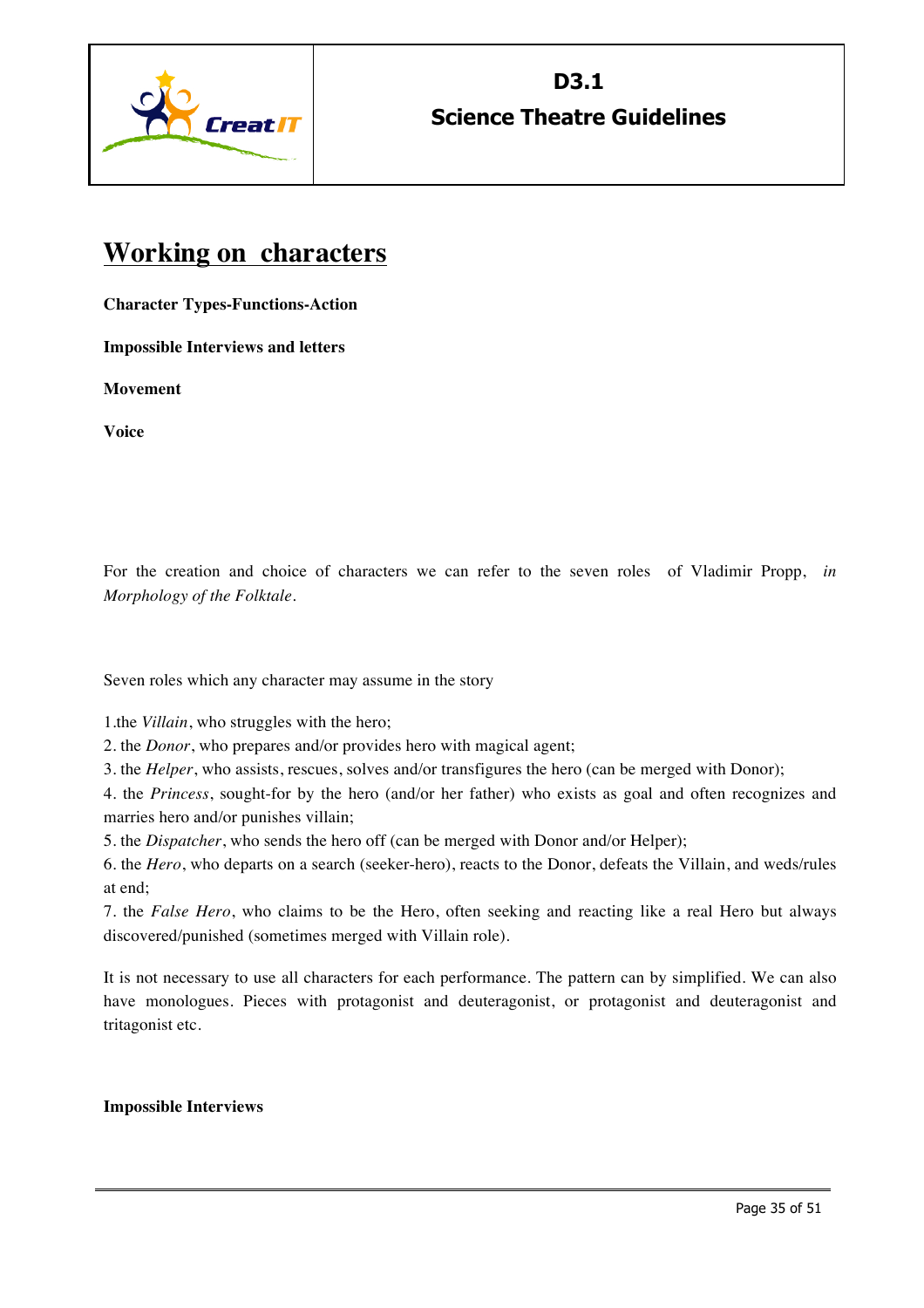# Working on characters

**Character Types-Functions-Action**

**Impossible Interviews and letters**

**Movement**

**Voice**

For the creation and choice of characters we can refer to the seven roles of Vladimir Propp, *in Morphology of the Folktale*.

Seven roles which any character may assume in the story

1.the *Villain*, who struggles with the hero;
2. the *Donor*, who prepares and/or provides hero with magical agent;
3. the *Helper*, who assists, rescues, solves and/or transfigures the hero (can be merged with Donor);
4. the *Princess*, sought-for by the hero (and/or her father) who exists as goal and often recognizes and marries hero and/or punishes villain;
5. the *Dispatcher*, who sends the hero off (can be merged with Donor and/or Helper);
6. the *Hero*, who departs on a search (seeker-hero), reacts to the Donor, defeats the Villain, and weds/rules at end;
7. the *False Hero*, who claims to be the Hero, often seeking and reacting like a real Hero but always discovered/punished (sometimes merged with Villain role).

It is not necessary to use all characters for each performance. The pattern can by simplified. We can also have monologues. Pieces with protagonist and deuteragonist, or protagonist and deuteragonist and tritagonist etc.

**Impossible Interviews**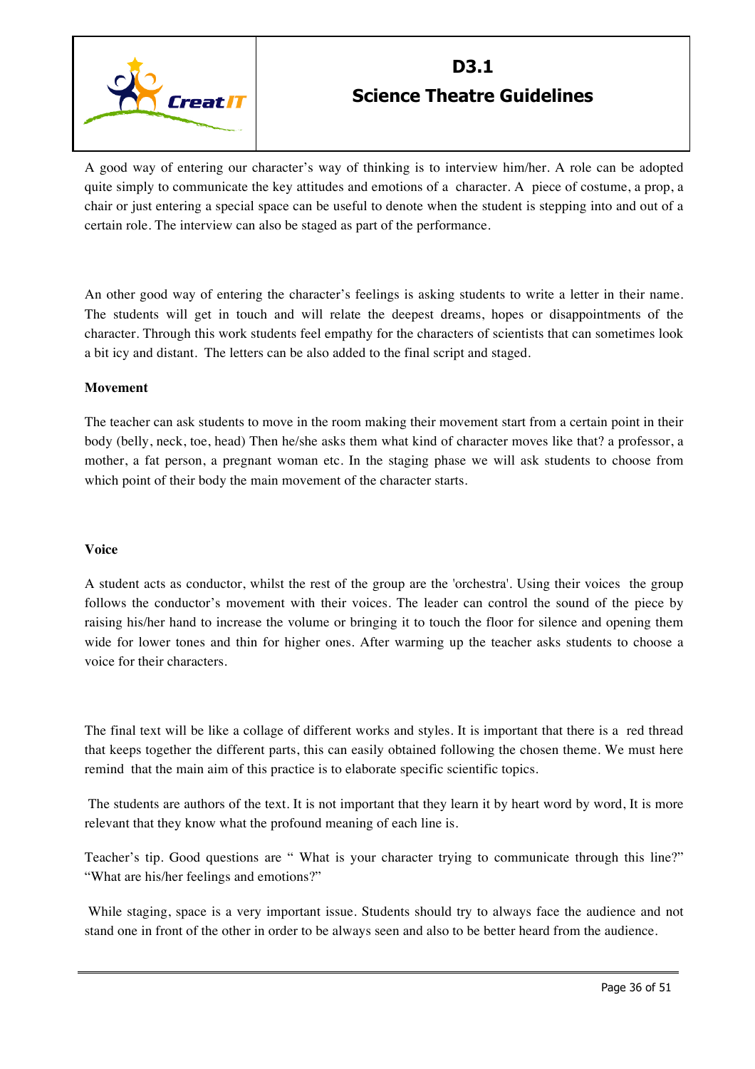A good way of entering our character's way of thinking is to interview him/her. A role can be adopted quite simply to communicate the key attitudes and emotions of a character. A piece of costume, a prop, a chair or just entering a special space can be useful to denote when the student is stepping into and out of a certain role. The interview can also be staged as part of the performance.

An other good way of entering the character's feelings is asking students to write a letter in their name. The students will get in touch and will relate the deepest dreams, hopes or disappointments of the character. Through this work students feel empathy for the characters of scientists that can sometimes look a bit icy and distant. The letters can be also added to the final script and staged.

**Movement**

The teacher can ask students to move in the room making their movement start from a certain point in their body (belly, neck, toe, head) Then he/she asks them what kind of character moves like that? a professor, a mother, a fat person, a pregnant woman etc. In the staging phase we will ask students to choose from which point of their body the main movement of the character starts.

**Voice**

A student acts as conductor, whilst the rest of the group are the 'orchestra'. Using their voices the group follows the conductor's movement with their voices. The leader can control the sound of the piece by raising his/her hand to increase the volume or bringing it to touch the floor for silence and opening them wide for lower tones and thin for higher ones. After warming up the teacher asks students to choose a voice for their characters.

The final text will be like a collage of different works and styles. It is important that there is a red thread that keeps together the different parts, this can easily obtained following the chosen theme. We must here remind that the main aim of this practice is to elaborate specific scientific topics.

The students are authors of the text. It is not important that they learn it by heart word by word, It is more relevant that they know what the profound meaning of each line is.

Teacher's tip. Good questions are " What is your character trying to communicate through this line?" "What are his/her feelings and emotions?"

While staging, space is a very important issue. Students should try to always face the audience and not stand one in front of the other in order to be always seen and also to be better heard from the audience.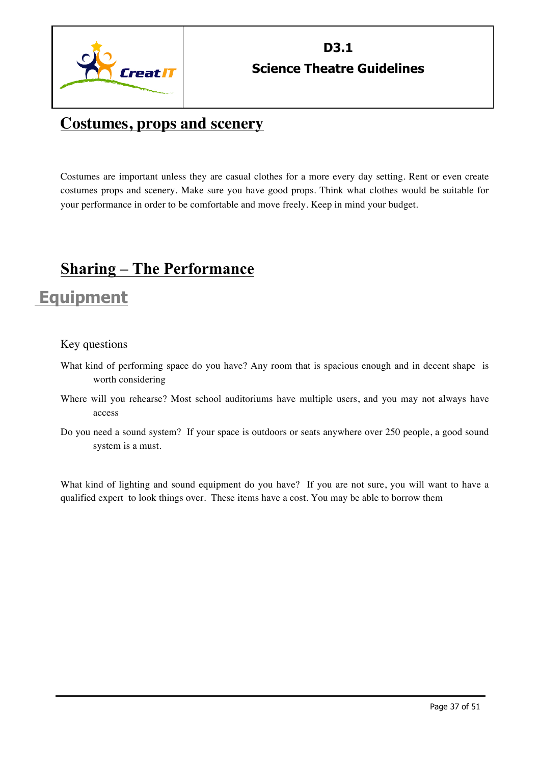## Costumes, props and scenery

Costumes are important unless they are casual clothes for a more every day setting. Rent or even create costumes props and scenery. Make sure you have good props. Think what clothes would be suitable for your performance in order to be comfortable and move freely. Keep in mind your budget.

## Sharing – The Performance

### Equipment

Key questions

What kind of performing space do you have? Any room that is spacious enough and in decent shape is worth considering

Where will you rehearse? Most school auditoriums have multiple users, and you may not always have access

Do you need a sound system? If your space is outdoors or seats anywhere over 250 people, a good sound system is a must.

What kind of lighting and sound equipment do you have? If you are not sure, you will want to have a qualified expert to look things over. These items have a cost. You may be able to borrow them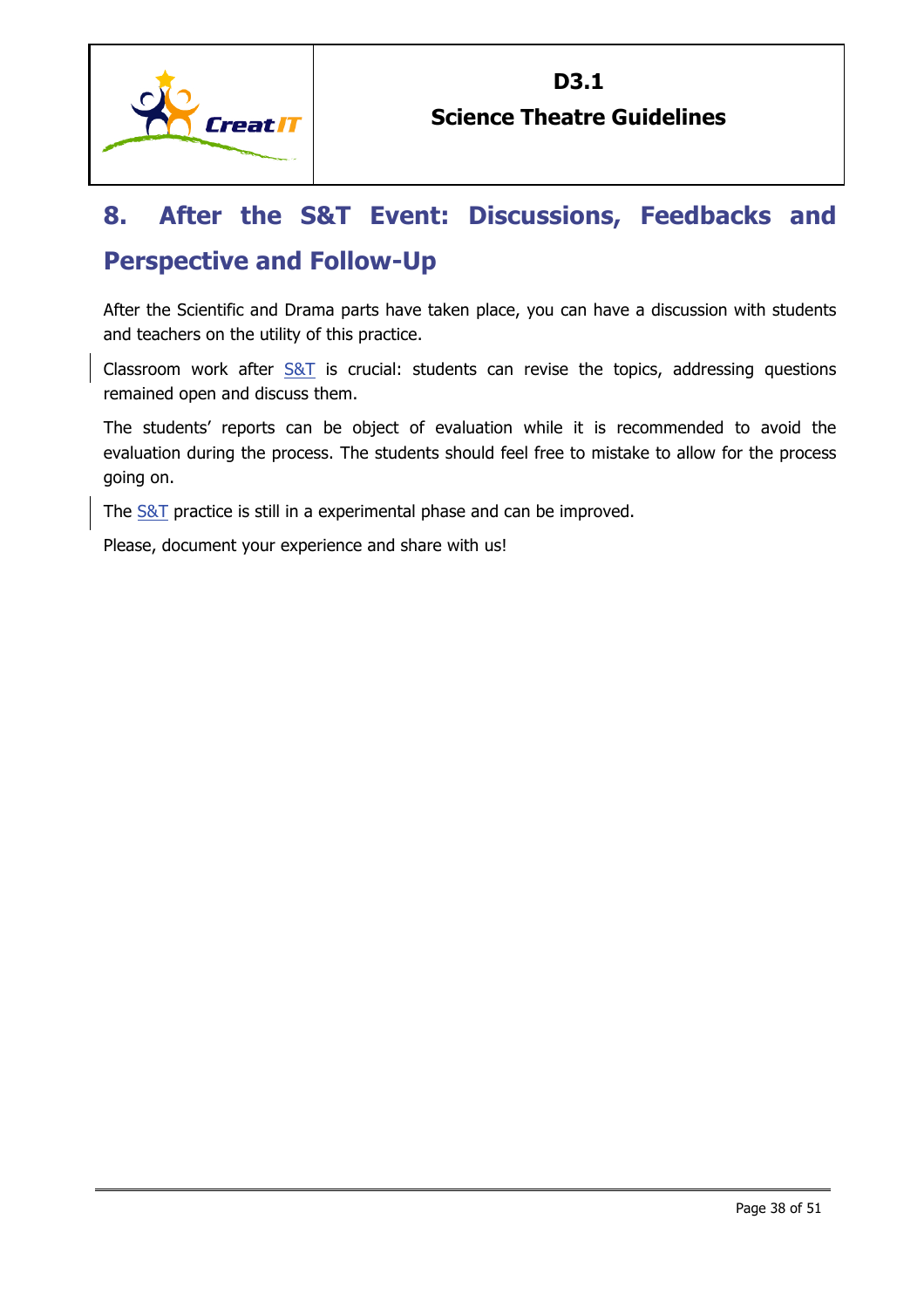# 8. After the S&T Event: Discussions, Feedbacks and Perspective and Follow-Up

After the Scientific and Drama parts have taken place, you can have a discussion with students and teachers on the utility of this practice.

Classroom work after S&T is crucial: students can revise the topics, addressing questions remained open and discuss them.

The students' reports can be object of evaluation while it is recommended to avoid the evaluation during the process. The students should feel free to mistake to allow for the process going on.

The S&T practice is still in a experimental phase and can be improved.

Please, document your experience and share with us!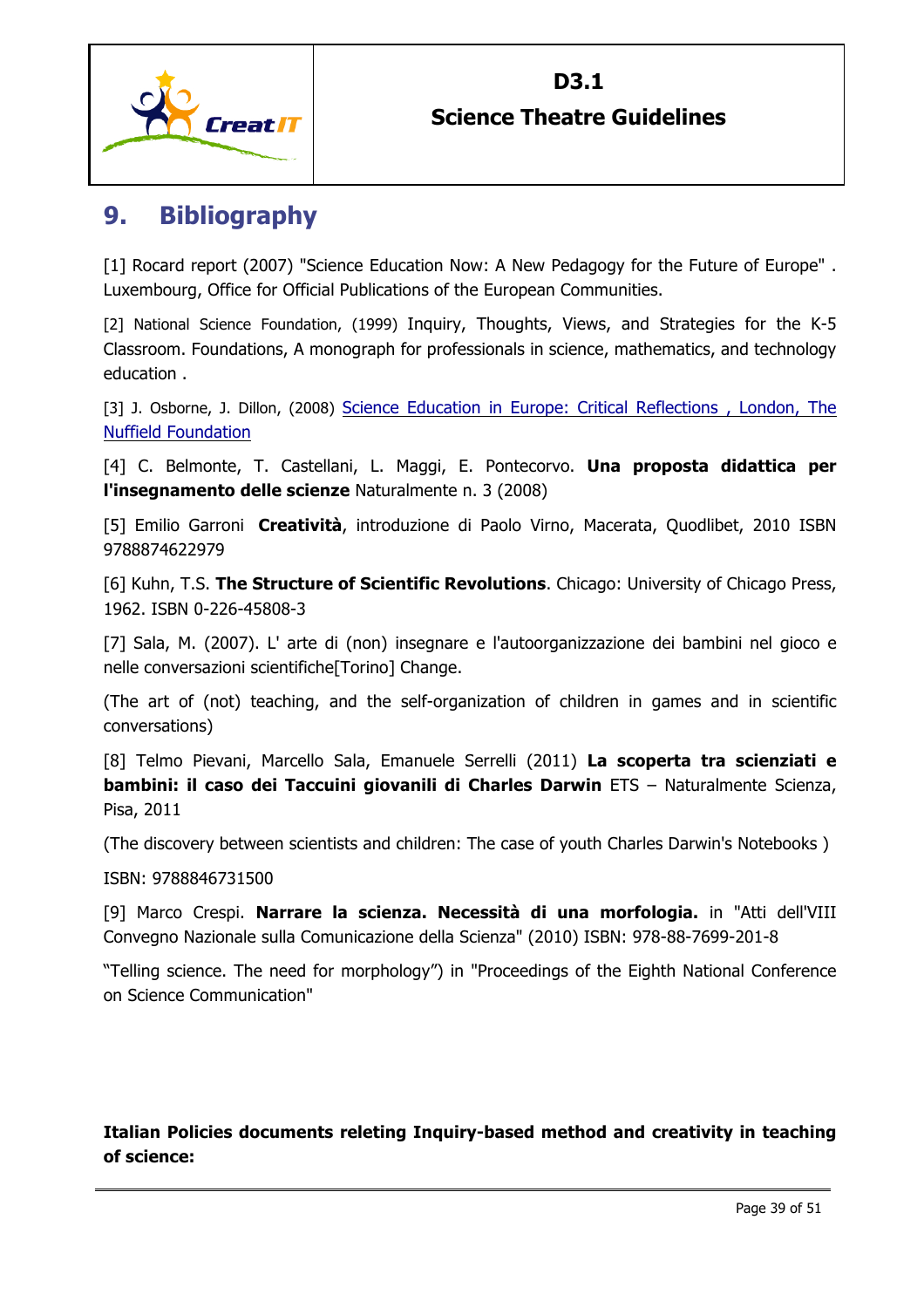# 9. Bibliography

[1] Rocard report (2007) "Science Education Now: A New Pedagogy for the Future of Europe" . Luxembourg, Office for Official Publications of the European Communities.

[2] National Science Foundation, (1999) Inquiry, Thoughts, Views, and Strategies for the K-5 Classroom. Foundations, A monograph for professionals in science, mathematics, and technology education .

[3] J. Osborne, J. Dillon, (2008) Science Education in Europe: Critical Reflections , London, The Nuffield Foundation

[4] C. Belmonte, T. Castellani, L. Maggi, E. Pontecorvo. **Una proposta didattica per l'insegnamento delle scienze** Naturalmente n. 3 (2008)

[5] Emilio Garroni **Creatività**, introduzione di Paolo Virno, Macerata, Quodlibet, 2010 ISBN 9788874622979

[6] Kuhn, T.S. **The Structure of Scientific Revolutions**. Chicago: University of Chicago Press, 1962. ISBN 0-226-45808-3

[7] Sala, M. (2007). L' arte di (non) insegnare e l'autoorganizzazione dei bambini nel gioco e nelle conversazioni scientifiche[Torino] Change.

(The art of (not) teaching, and the self-organization of children in games and in scientific conversations)

[8] Telmo Pievani, Marcello Sala, Emanuele Serrelli (2011) **La scoperta tra scienziati e bambini: il caso dei Taccuini giovanili di Charles Darwin** ETS – Naturalmente Scienza, Pisa, 2011

(The discovery between scientists and children: The case of youth Charles Darwin's Notebooks )

ISBN: 9788846731500

[9] Marco Crespi. **Narrare la scienza. Necessità di una morfologia.** in "Atti dell'VIII Convegno Nazionale sulla Comunicazione della Scienza" (2010) ISBN: 978-88-7699-201-8

"Telling science. The need for morphology") in "Proceedings of the Eighth National Conference on Science Communication"

**Italian Policies documents releting Inquiry-based method and creativity in teaching of science:**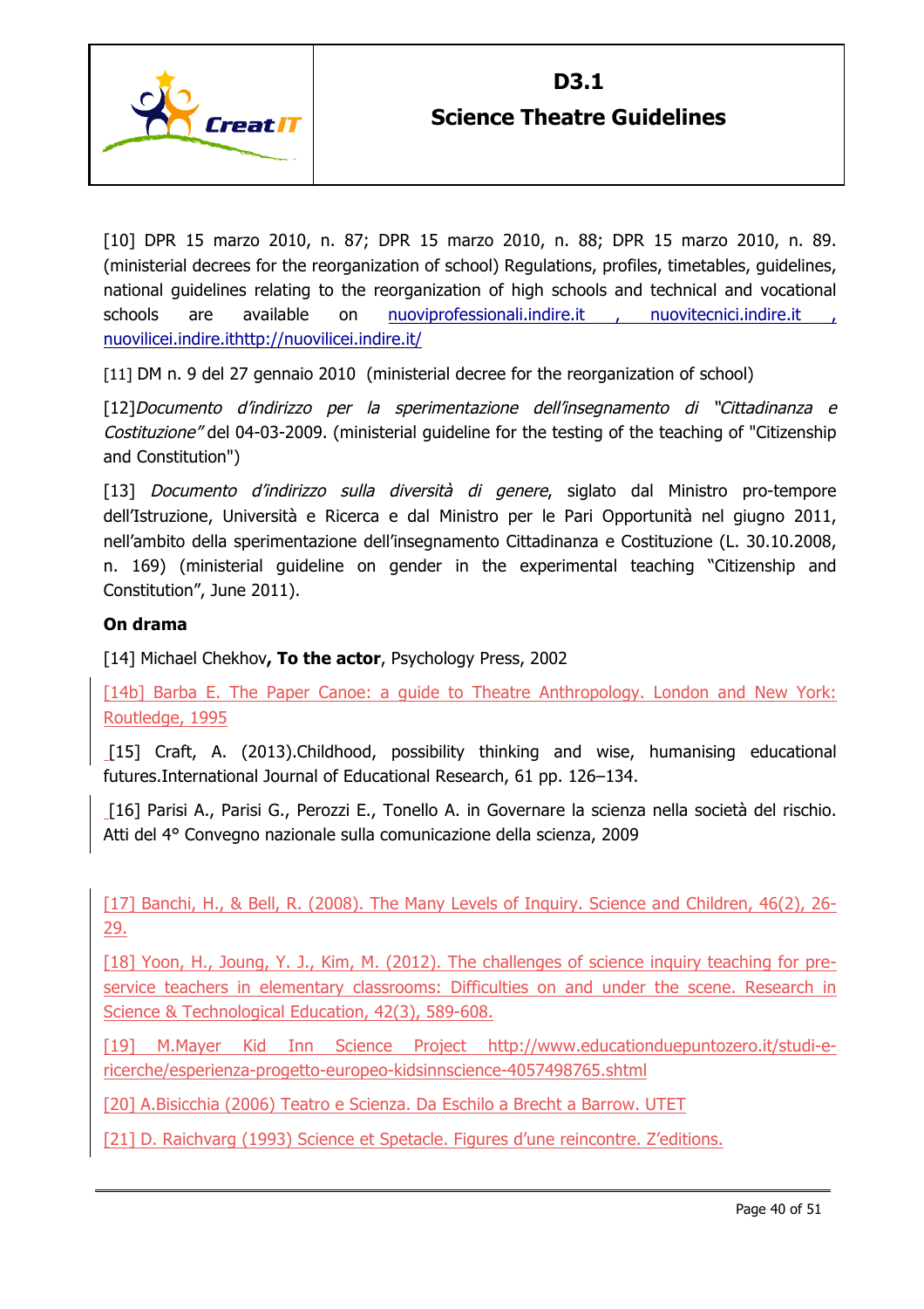[10] DPR 15 marzo 2010, n. 87; DPR 15 marzo 2010, n. 88; DPR 15 marzo 2010, n. 89. (ministerial decrees for the reorganization of school) Regulations, profiles, timetables, guidelines, national guidelines relating to the reorganization of high schools and technical and vocational schools are available on nuoviprofessionali.indire.it , nuovitecnici.indire.it , nuovilicei.indire.ithttp://nuovilicei.indire.it/

[11] DM n. 9 del 27 gennaio 2010 (ministerial decree for the reorganization of school)

[12]*Documento d'indirizzo per la sperimentazione dell'insegnamento di "Cittadinanza e Costituzione"* del 04-03-2009. (ministerial guideline for the testing of the teaching of "Citizenship and Constitution")

[13] *Documento d'indirizzo sulla diversità di genere*, siglato dal Ministro pro-tempore dell'Istruzione, Università e Ricerca e dal Ministro per le Pari Opportunità nel giugno 2011, nell'ambito della sperimentazione dell'insegnamento Cittadinanza e Costituzione (L. 30.10.2008, n. 169) (ministerial guideline on gender in the experimental teaching "Citizenship and Constitution", June 2011).

**On drama**

[14] Michael Chekhov**, To the actor**, Psychology Press, 2002

[14b] Barba E. The Paper Canoe: a guide to Theatre Anthropology. London and New York: Routledge, 1995

[15] Craft, A. (2013).Childhood, possibility thinking and wise, humanising educational futures.International Journal of Educational Research, 61 pp. 126–134.

[16] Parisi A., Parisi G., Perozzi E., Tonello A. in Governare la scienza nella società del rischio. Atti del 4° Convegno nazionale sulla comunicazione della scienza, 2009

[17] Banchi, H., & Bell, R. (2008). The Many Levels of Inquiry. Science and Children, 46(2), 26-29.

[18] Yoon, H., Joung, Y. J., Kim, M. (2012). The challenges of science inquiry teaching for pre-service teachers in elementary classrooms: Difficulties on and under the scene. Research in Science & Technological Education, 42(3), 589-608.

[19] M.Mayer Kid Inn Science Project http://www.educationduepuntozero.it/studi-e-ricerche/esperienza-progetto-europeo-kidsinnscience-4057498765.shtml

[20] A.Bisicchia (2006) Teatro e Scienza. Da Eschilo a Brecht a Barrow. UTET

[21] D. Raichvarg (1993) Science et Spetacle. Figures d'une reincontre. Z'editions.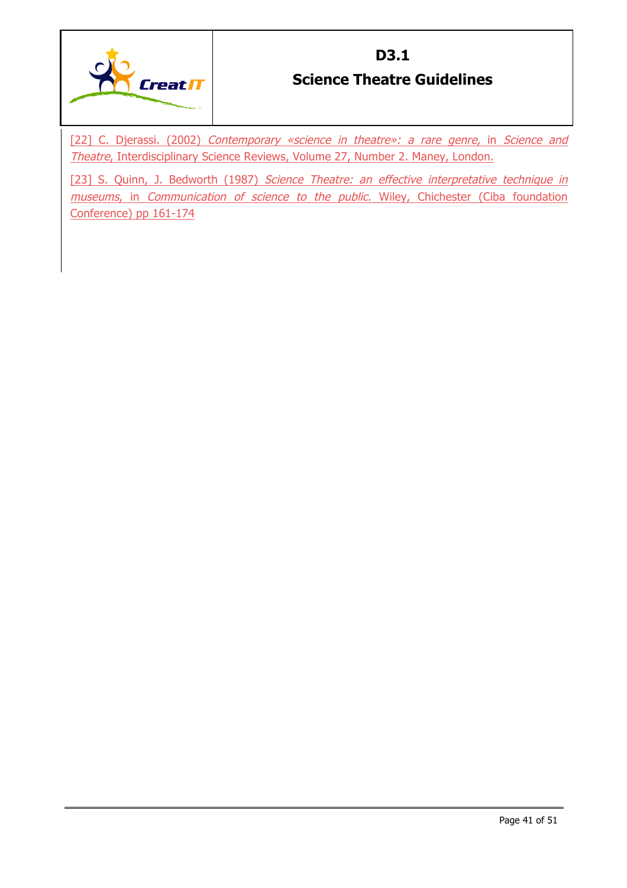[22] C. Djerassi. (2002) *Contemporary «science in theatre»: a rare genre,* in *Science and Theatre*, Interdisciplinary Science Reviews, Volume 27, Number 2. Maney, London.

[23] S. Quinn, J. Bedworth (1987) *Science Theatre: an effective interpretative technique in museums,* in *Communication of science to the public*. Wiley, Chichester (Ciba foundation Conference) pp 161-174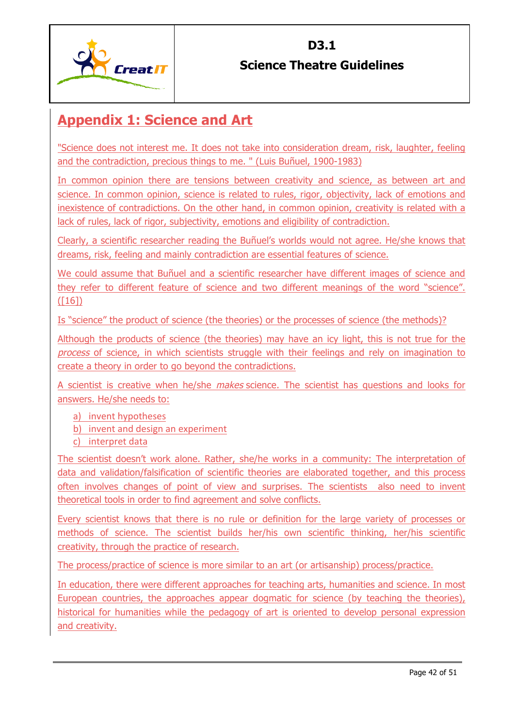# Appendix 1: Science and Art

"Science does not interest me. It does not take into consideration dream, risk, laughter, feeling and the contradiction, precious things to me. " (Luis Buñuel, 1900-1983)

In common opinion there are tensions between creativity and science, as between art and science. In common opinion, science is related to rules, rigor, objectivity, lack of emotions and inexistence of contradictions. On the other hand, in common opinion, creativity is related with a lack of rules, lack of rigor, subjectivity, emotions and eligibility of contradiction.

Clearly, a scientific researcher reading the Buñuel's worlds would not agree. He/she knows that dreams, risk, feeling and mainly contradiction are essential features of science.

We could assume that Buñuel and a scientific researcher have different images of science and they refer to different feature of science and two different meanings of the word "science". ([16])

Is "science" the product of science (the theories) or the processes of science (the methods)?

Although the products of science (the theories) may have an icy light, this is not true for the *process* of science, in which scientists struggle with their feelings and rely on imagination to create a theory in order to go beyond the contradictions.

A scientist is creative when he/she *makes* science. The scientist has questions and looks for answers. He/she needs to:

a) invent hypotheses
b) invent and design an experiment
c) interpret data

The scientist doesn't work alone. Rather, she/he works in a community: The interpretation of data and validation/falsification of scientific theories are elaborated together, and this process often involves changes of point of view and surprises. The scientists also need to invent theoretical tools in order to find agreement and solve conflicts.

Every scientist knows that there is no rule or definition for the large variety of processes or methods of science. The scientist builds her/his own scientific thinking, her/his scientific creativity, through the practice of research.

The process/practice of science is more similar to an art (or artisanship) process/practice.

In education, there were different approaches for teaching arts, humanities and science. In most European countries, the approaches appear dogmatic for science (by teaching the theories), historical for humanities while the pedagogy of art is oriented to develop personal expression and creativity.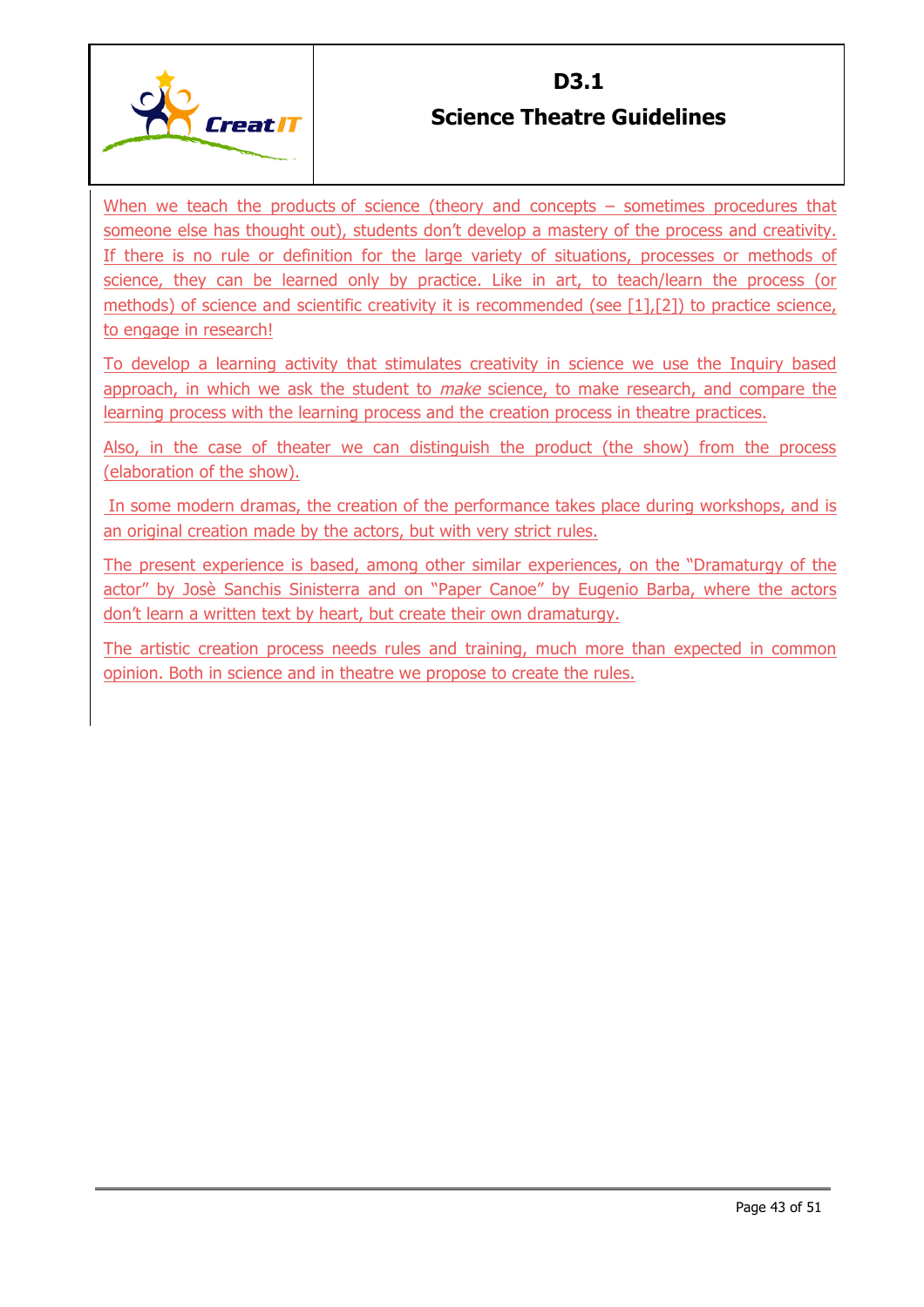When we teach the products of science (theory and concepts – sometimes procedures that someone else has thought out), students don't develop a mastery of the process and creativity. If there is no rule or definition for the large variety of situations, processes or methods of science, they can be learned only by practice. Like in art, to teach/learn the process (or methods) of science and scientific creativity it is recommended (see [1],[2]) to practice science, to engage in research!

To develop a learning activity that stimulates creativity in science we use the Inquiry based approach, in which we ask the student to *make* science, to make research, and compare the learning process with the learning process and the creation process in theatre practices.

Also, in the case of theater we can distinguish the product (the show) from the process (elaboration of the show).

In some modern dramas, the creation of the performance takes place during workshops, and is an original creation made by the actors, but with very strict rules.

The present experience is based, among other similar experiences, on the "Dramaturgy of the actor" by Josè Sanchis Sinisterra and on "Paper Canoe" by Eugenio Barba, where the actors don't learn a written text by heart, but create their own dramaturgy.

The artistic creation process needs rules and training, much more than expected in common opinion. Both in science and in theatre we propose to create the rules.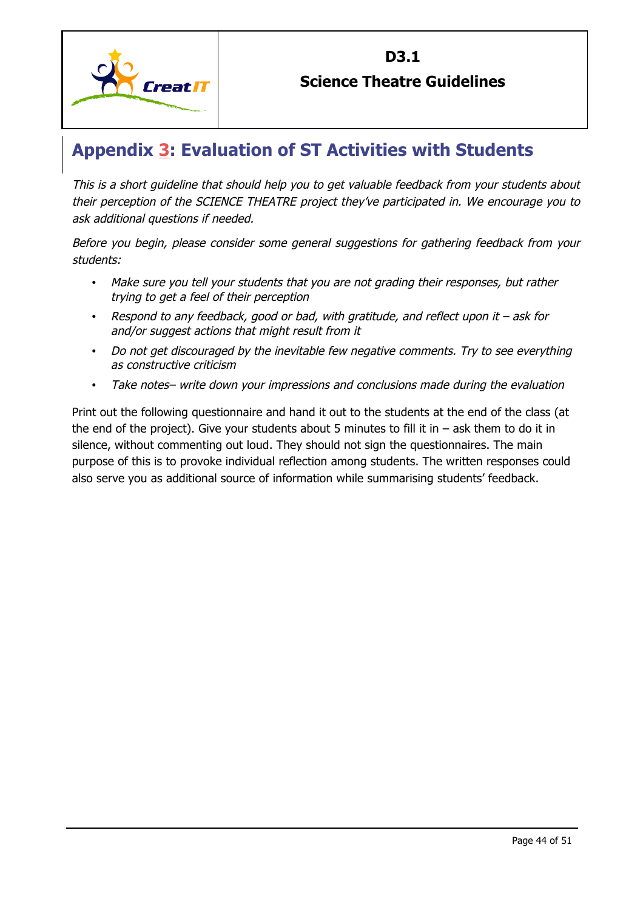## Appendix 3: Evaluation of ST Activities with Students

*This is a short guideline that should help you to get valuable feedback from your students about their perception of the SCIENCE THEATRE project they've participated in. We encourage you to ask additional questions if needed.*

*Before you begin, please consider some general suggestions for gathering feedback from your students:*

- *Make sure you tell your students that you are not grading their responses, but rather trying to get a feel of their perception*
- *Respond to any feedback, good or bad, with gratitude, and reflect upon it – ask for and/or suggest actions that might result from it*
- *Do not get discouraged by the inevitable few negative comments. Try to see everything as constructive criticism*
- *Take notes– write down your impressions and conclusions made during the evaluation*

Print out the following questionnaire and hand it out to the students at the end of the class (at the end of the project). Give your students about 5 minutes to fill it in – ask them to do it in silence, without commenting out loud. They should not sign the questionnaires. The main purpose of this is to provoke individual reflection among students. The written responses could also serve you as additional source of information while summarising students' feedback.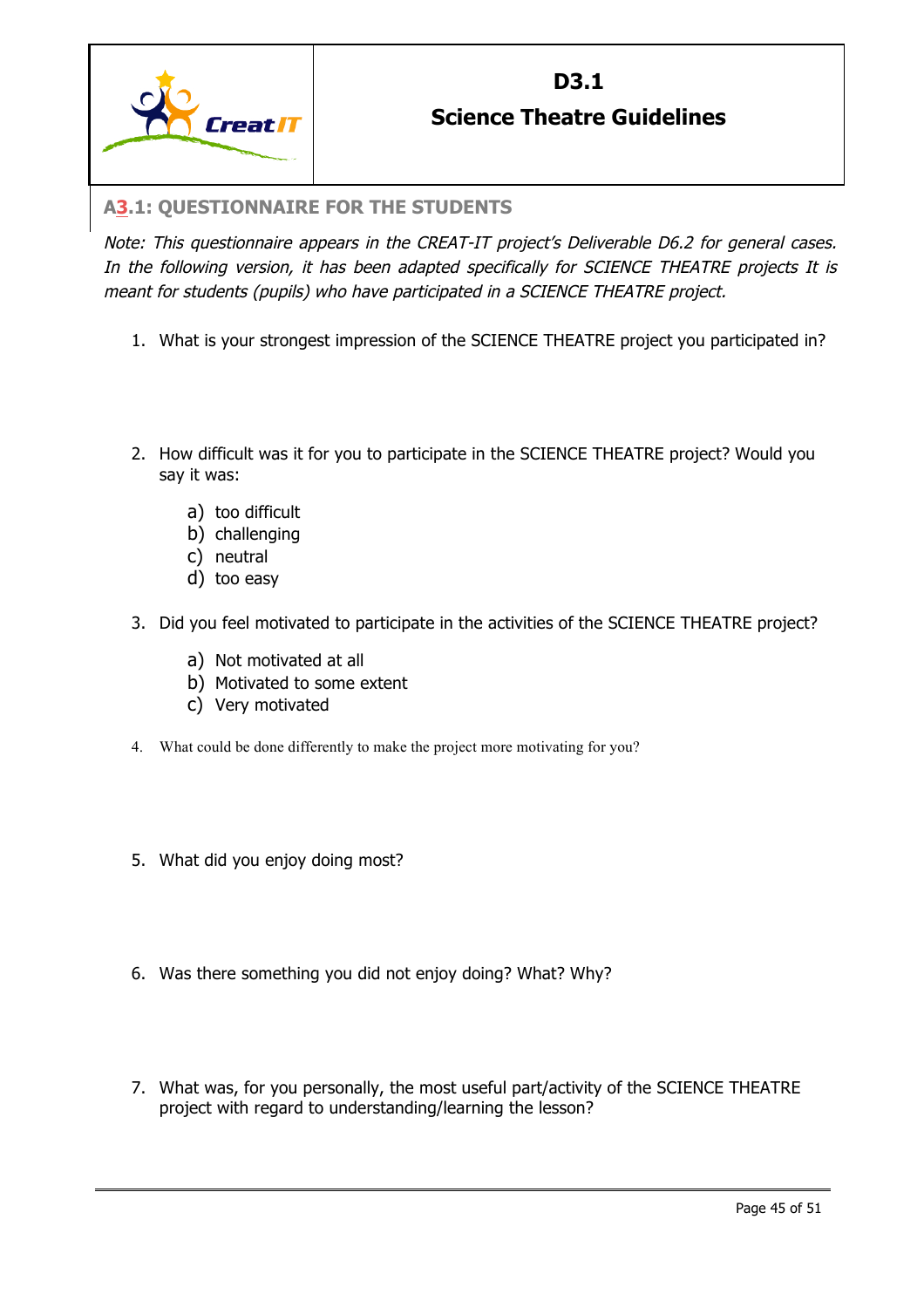## A3.1: QUESTIONNAIRE FOR THE STUDENTS

*Note: This questionnaire appears in the CREAT-IT project's Deliverable D6.2 for general cases. In the following version, it has been adapted specifically for SCIENCE THEATRE projects It is meant for students (pupils) who have participated in a SCIENCE THEATRE project.*

1. What is your strongest impression of the SCIENCE THEATRE project you participated in?

2. How difficult was it for you to participate in the SCIENCE THEATRE project? Would you say it was:
   a) too difficult
   b) challenging
   c) neutral
   d) too easy

3. Did you feel motivated to participate in the activities of the SCIENCE THEATRE project?
   a) Not motivated at all
   b) Motivated to some extent
   c) Very motivated

4. What could be done differently to make the project more motivating for you?

5. What did you enjoy doing most?

6. Was there something you did not enjoy doing? What? Why?

7. What was, for you personally, the most useful part/activity of the SCIENCE THEATRE project with regard to understanding/learning the lesson?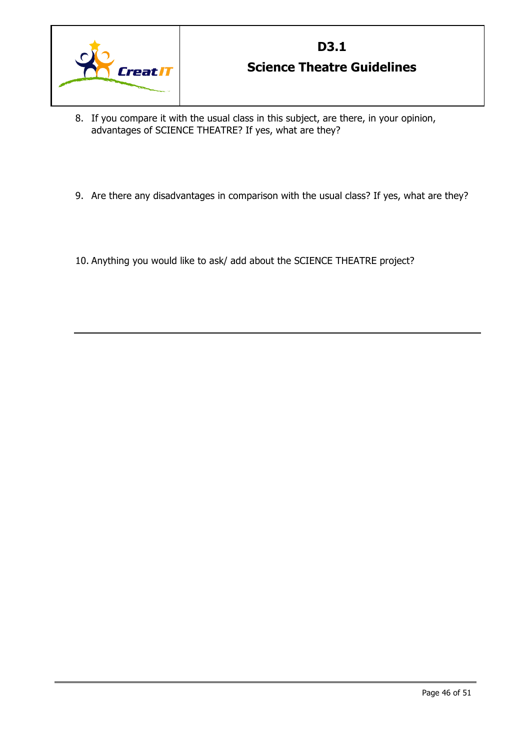8. If you compare it with the usual class in this subject, are there, in your opinion, advantages of SCIENCE THEATRE? If yes, what are they?

9. Are there any disadvantages in comparison with the usual class? If yes, what are they?

10. Anything you would like to ask/ add about the SCIENCE THEATRE project?

---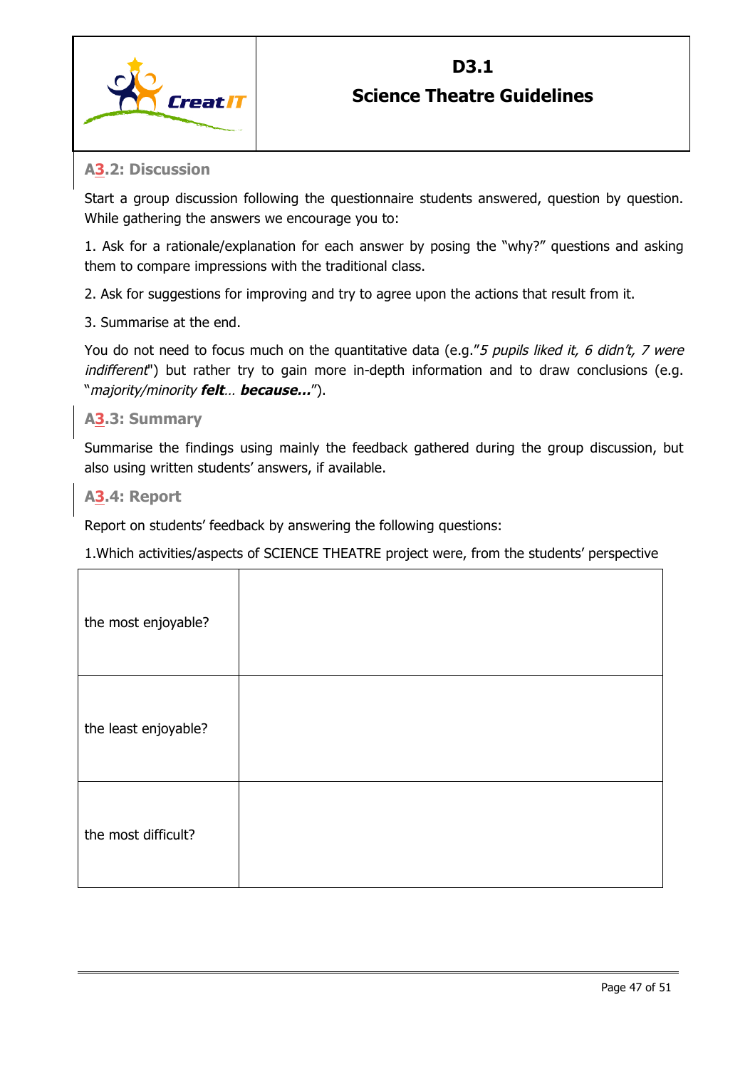### A3.2: Discussion

Start a group discussion following the questionnaire students answered, question by question. While gathering the answers we encourage you to:

1. Ask for a rationale/explanation for each answer by posing the "why?" questions and asking them to compare impressions with the traditional class.

2. Ask for suggestions for improving and try to agree upon the actions that result from it.

3. Summarise at the end.

You do not need to focus much on the quantitative data (e.g."*5 pupils liked it, 6 didn't, 7 were indifferent*") but rather try to gain more in-depth information and to draw conclusions (e.g. "*majority/minority* ***felt****…* ***because…***").

### A3.3: Summary

Summarise the findings using mainly the feedback gathered during the group discussion, but also using written students' answers, if available.

### A3.4: Report

Report on students' feedback by answering the following questions:

1.Which activities/aspects of SCIENCE THEATRE project were, from the students' perspective

| | |
|---|---|
| the most enjoyable? | |
| the least enjoyable? | |
| the most difficult? | |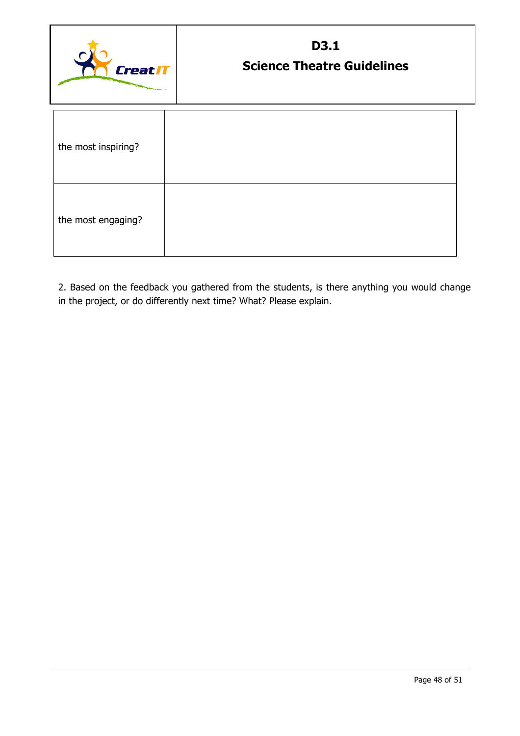| | |
|---|---|
| the most inspiring? | |
| the most engaging? | |

2. Based on the feedback you gathered from the students, is there anything you would change in the project, or do differently next time? What? Please explain.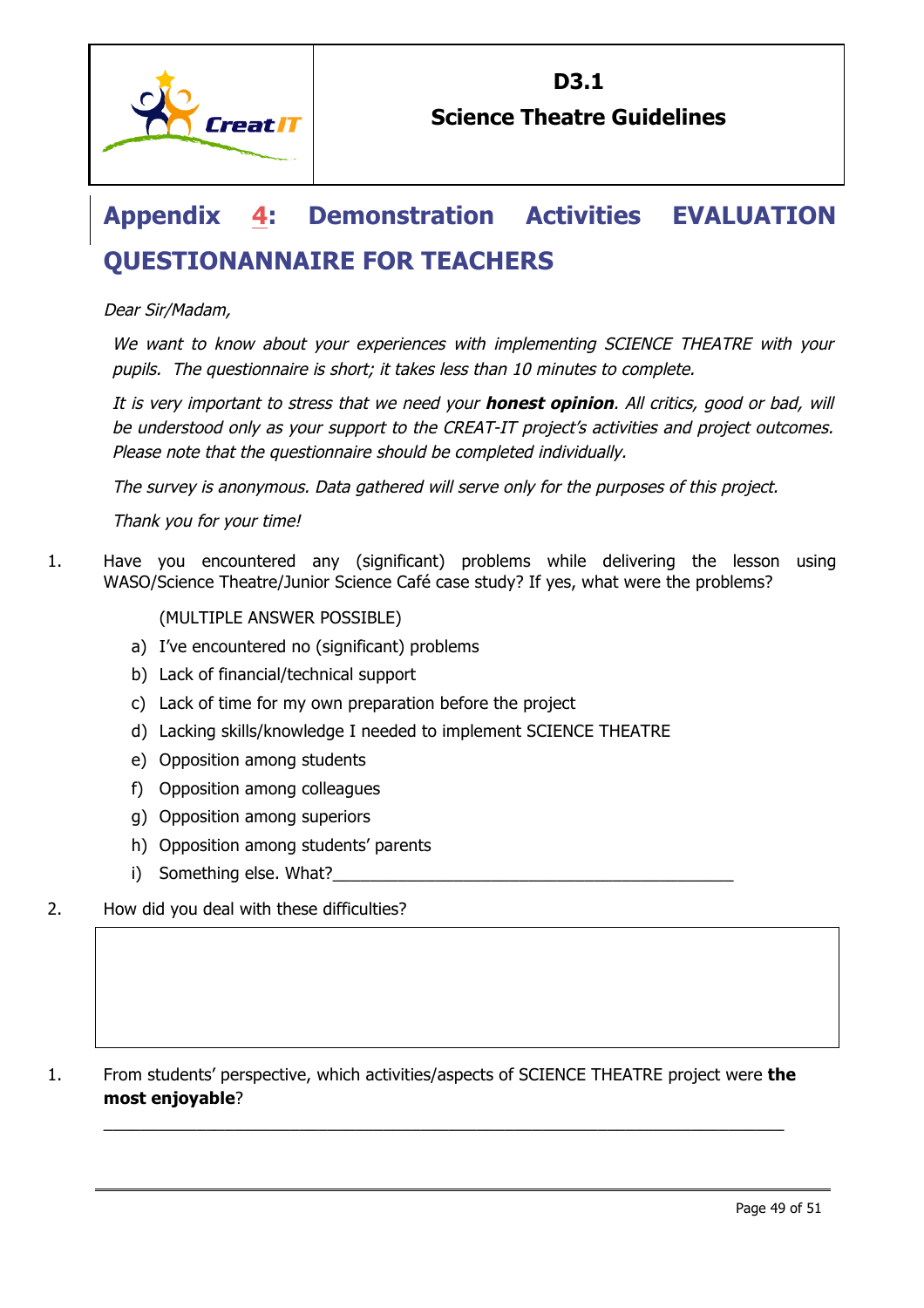# Appendix 4: Demonstration Activities EVALUATION QUESTIONANNAIRE FOR TEACHERS

*Dear Sir/Madam,*

*We want to know about your experiences with implementing SCIENCE THEATRE with your pupils. The questionnaire is short; it takes less than 10 minutes to complete.*

*It is very important to stress that we need your **honest opinion**. All critics, good or bad, will be understood only as your support to the CREAT-IT project's activities and project outcomes. Please note that the questionnaire should be completed individually.*

*The survey is anonymous. Data gathered will serve only for the purposes of this project.*

*Thank you for your time!*

1. Have you encountered any (significant) problems while delivering the lesson using WASO/Science Theatre/Junior Science Café case study? If yes, what were the problems?

   (MULTIPLE ANSWER POSSIBLE)

   a) I've encountered no (significant) problems
   b) Lack of financial/technical support
   c) Lack of time for my own preparation before the project
   d) Lacking skills/knowledge I needed to implement SCIENCE THEATRE
   e) Opposition among students
   f) Opposition among colleagues
   g) Opposition among superiors
   h) Opposition among students' parents
   i) Something else. What?_____________________________________________

2. How did you deal with these difficulties?

1. From students' perspective, which activities/aspects of SCIENCE THEATRE project were **the most enjoyable**?

_______________________________________________________________________________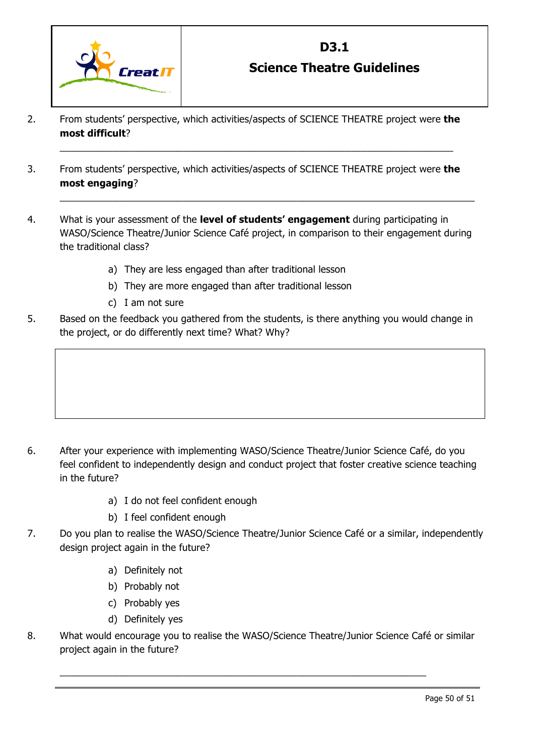2. From students' perspective, which activities/aspects of SCIENCE THEATRE project were **the most difficult**?

   ______________________________________________________________________

3. From students' perspective, which activities/aspects of SCIENCE THEATRE project were **the most engaging**?

   ______________________________________________________________________

4. What is your assessment of the **level of students' engagement** during participating in WASO/Science Theatre/Junior Science Café project, in comparison to their engagement during the traditional class?

   a) They are less engaged than after traditional lesson
   b) They are more engaged than after traditional lesson
   c) I am not sure

5. Based on the feedback you gathered from the students, is there anything you would change in the project, or do differently next time? What? Why?

   |   |
   |---|
   |   |

6. After your experience with implementing WASO/Science Theatre/Junior Science Café, do you feel confident to independently design and conduct project that foster creative science teaching in the future?

   a) I do not feel confident enough
   b) I feel confident enough

7. Do you plan to realise the WASO/Science Theatre/Junior Science Café or a similar, independently design project again in the future?

   a) Definitely not
   b) Probably not
   c) Probably yes
   d) Definitely yes

8. What would encourage you to realise the WASO/Science Theatre/Junior Science Café or similar project again in the future?

   ______________________________________________________________________